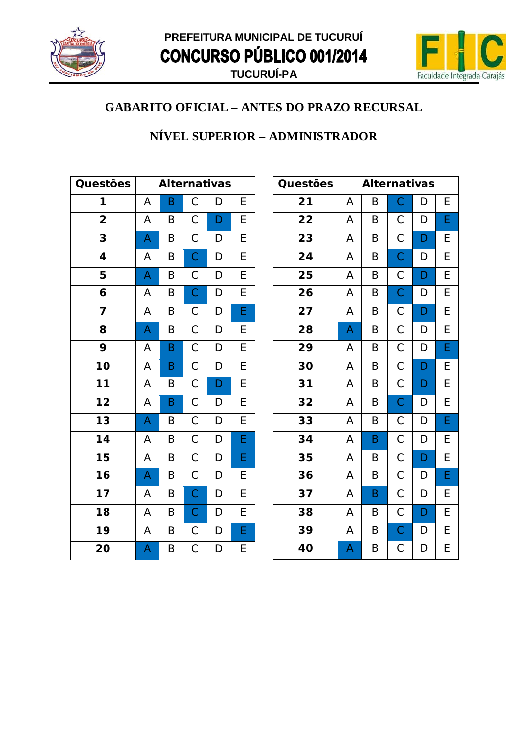PREFEITURA MUNICIPAL DE TUCURUÍ

**CONCURSO PÚBLICO 001/2014**

TUCURUÍ-PA

## GABARITO OFICIAL – ANTES DO PRAZO RECURSAL

## NÍVEL SUPERIOR – ADMINISTRADOR

| Questões | Alternativas |
|---|---|
| 1 | B |
| 2 | D |
| 3 | A |
| 4 | C |
| 5 | A |
| 6 | C |
| 7 | E |
| 8 | A |
| 9 | B |
| 10 | B |
| 11 | D |
| 12 | B |
| 13 | A |
| 14 | E |
| 15 | E |
| 16 | A |
| 17 | C |
| 18 | C |
| 19 | E |
| 20 | A |

| Questões | Alternativas |
|---|---|
| 21 | C |
| 22 | E |
| 23 | D |
| 24 | C |
| 25 | D |
| 26 | C |
| 27 | D |
| 28 | A |
| 29 | E |
| 30 | D |
| 31 | D |
| 32 | C |
| 33 | E |
| 34 | B |
| 35 | D |
| 36 | E |
| 37 | B |
| 38 | D |
| 39 | C |
| 40 | A |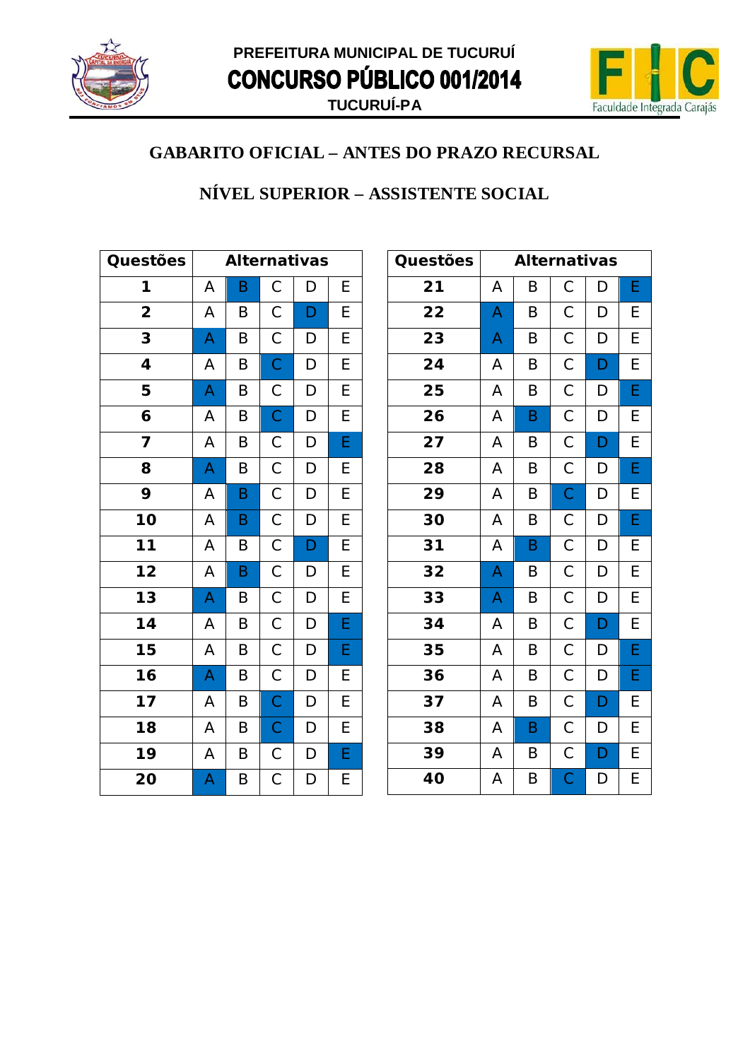PREFEITURA MUNICIPAL DE TUCURUÍ

# CONCURSO PÚBLICO 001/2014

TUCURUÍ-PA

## GABARITO OFICIAL – ANTES DO PRAZO RECURSAL

## NÍVEL SUPERIOR – ASSISTENTE SOCIAL

| Questões | Alternativa |
|---|---|
| 1 | B |
| 2 | D |
| 3 | A |
| 4 | C |
| 5 | A |
| 6 | C |
| 7 | E |
| 8 | A |
| 9 | B |
| 10 | B |
| 11 | D |
| 12 | B |
| 13 | A |
| 14 | E |
| 15 | E |
| 16 | A |
| 17 | C |
| 18 | C |
| 19 | E |
| 20 | A |

| Questões | Alternativa |
|---|---|
| 21 | E |
| 22 | A |
| 23 | A |
| 24 | D |
| 25 | E |
| 26 | B |
| 27 | D |
| 28 | E |
| 29 | C |
| 30 | E |
| 31 | B |
| 32 | A |
| 33 | A |
| 34 | D |
| 35 | E |
| 36 | E |
| 37 | D |
| 38 | B |
| 39 | D |
| 40 | C |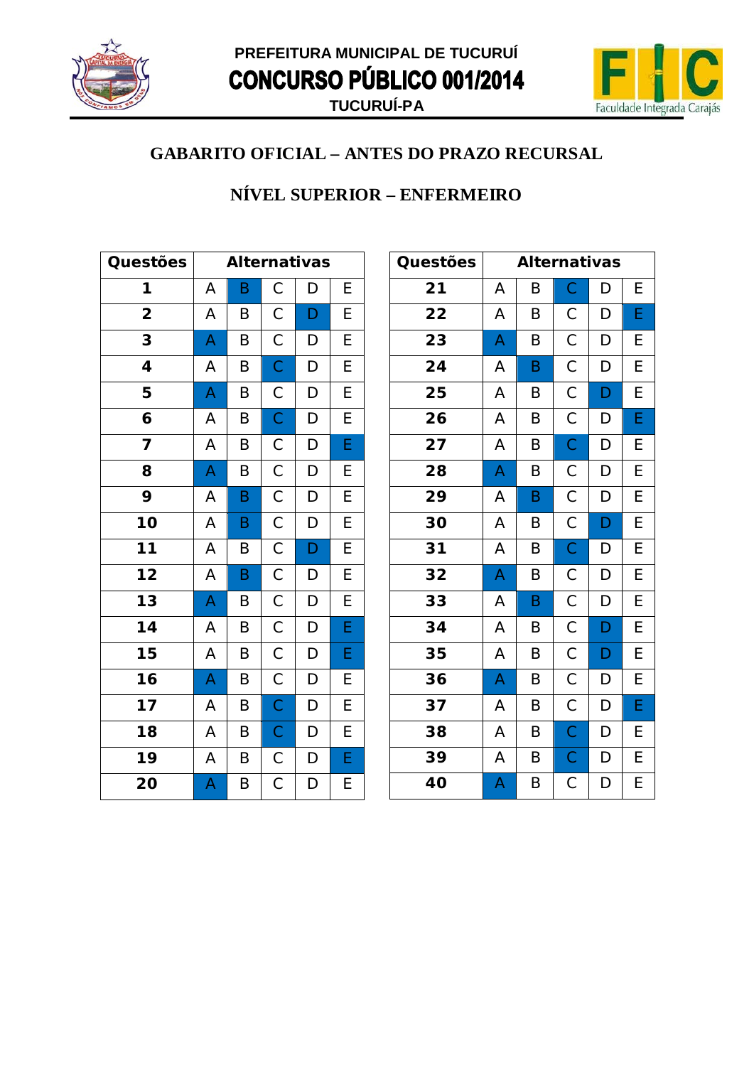PREFEITURA MUNICIPAL DE TUCURUÍ

# CONCURSO PÚBLICO 001/2014

TUCURUÍ-PA

## GABARITO OFICIAL – ANTES DO PRAZO RECURSAL

## NÍVEL SUPERIOR – ENFERMEIRO

| Questões | Gabarito |
|---|---|
| 1 | B |
| 2 | D |
| 3 | A |
| 4 | C |
| 5 | A |
| 6 | C |
| 7 | E |
| 8 | A |
| 9 | B |
| 10 | B |
| 11 | D |
| 12 | B |
| 13 | A |
| 14 | E |
| 15 | E |
| 16 | A |
| 17 | C |
| 18 | C |
| 19 | E |
| 20 | A |

| Questões | Gabarito |
|---|---|
| 21 | C |
| 22 | E |
| 23 | A |
| 24 | B |
| 25 | D |
| 26 | E |
| 27 | C |
| 28 | A |
| 29 | B |
| 30 | D |
| 31 | C |
| 32 | A |
| 33 | B |
| 34 | D |
| 35 | D |
| 36 | A |
| 37 | E |
| 38 | C |
| 39 | C |
| 40 | A |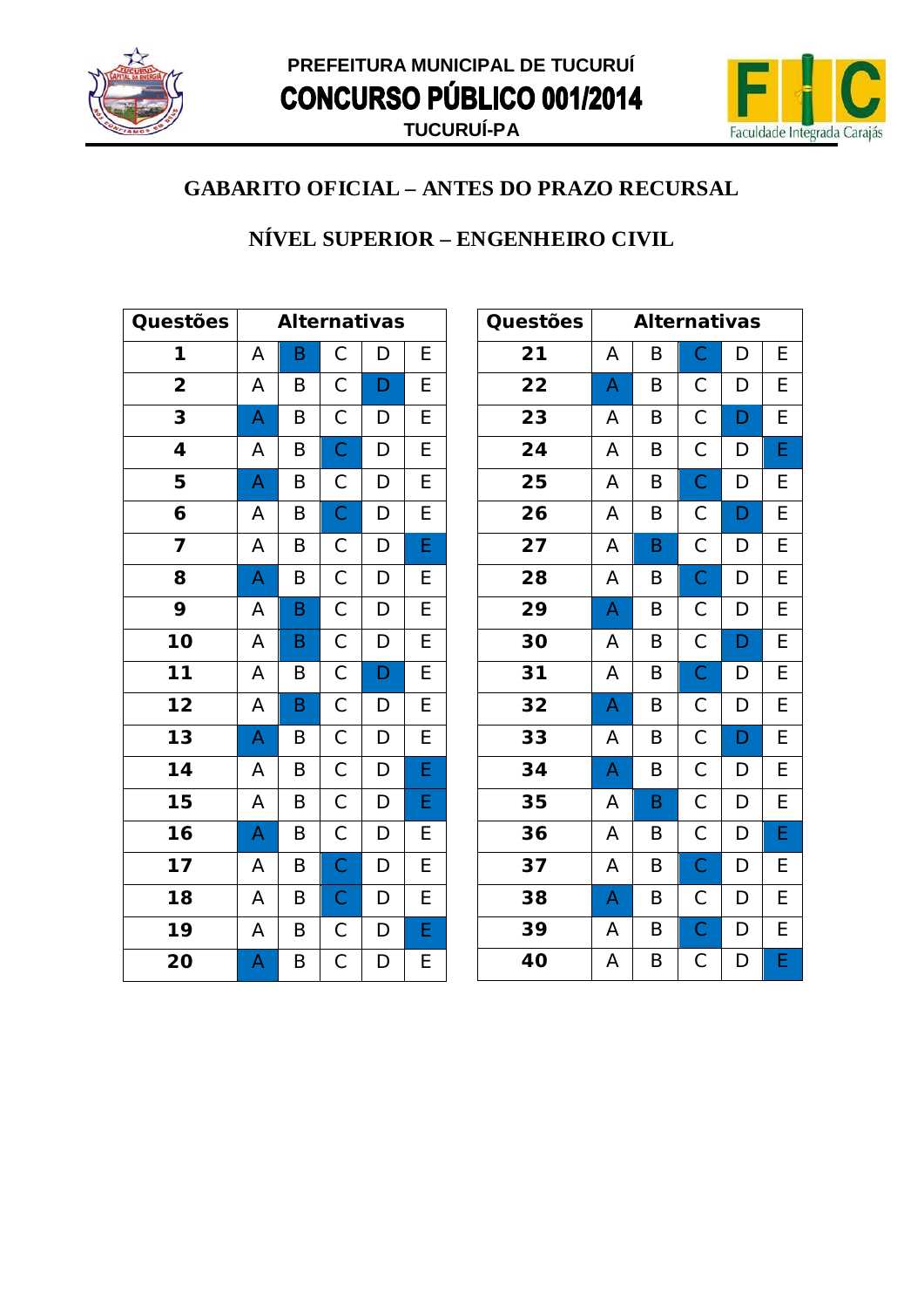PREFEITURA MUNICIPAL DE TUCURUÍ

# CONCURSO PÚBLICO 001/2014

TUCURUÍ-PA

## GABARITO OFICIAL – ANTES DO PRAZO RECURSAL

## NÍVEL SUPERIOR – ENGENHEIRO CIVIL

| Questões | Alternativas |
|---|---|
| 1 | B |
| 2 | D |
| 3 | A |
| 4 | C |
| 5 | A |
| 6 | C |
| 7 | E |
| 8 | A |
| 9 | B |
| 10 | B |
| 11 | D |
| 12 | B |
| 13 | A |
| 14 | E |
| 15 | E |
| 16 | A |
| 17 | C |
| 18 | C |
| 19 | E |
| 20 | A |

| Questões | Alternativas |
|---|---|
| 21 | C |
| 22 | A |
| 23 | D |
| 24 | E |
| 25 | C |
| 26 | D |
| 27 | B |
| 28 | C |
| 29 | A |
| 30 | D |
| 31 | C |
| 32 | A |
| 33 | D |
| 34 | A |
| 35 | B |
| 36 | E |
| 37 | C |
| 38 | A |
| 39 | C |
| 40 | E |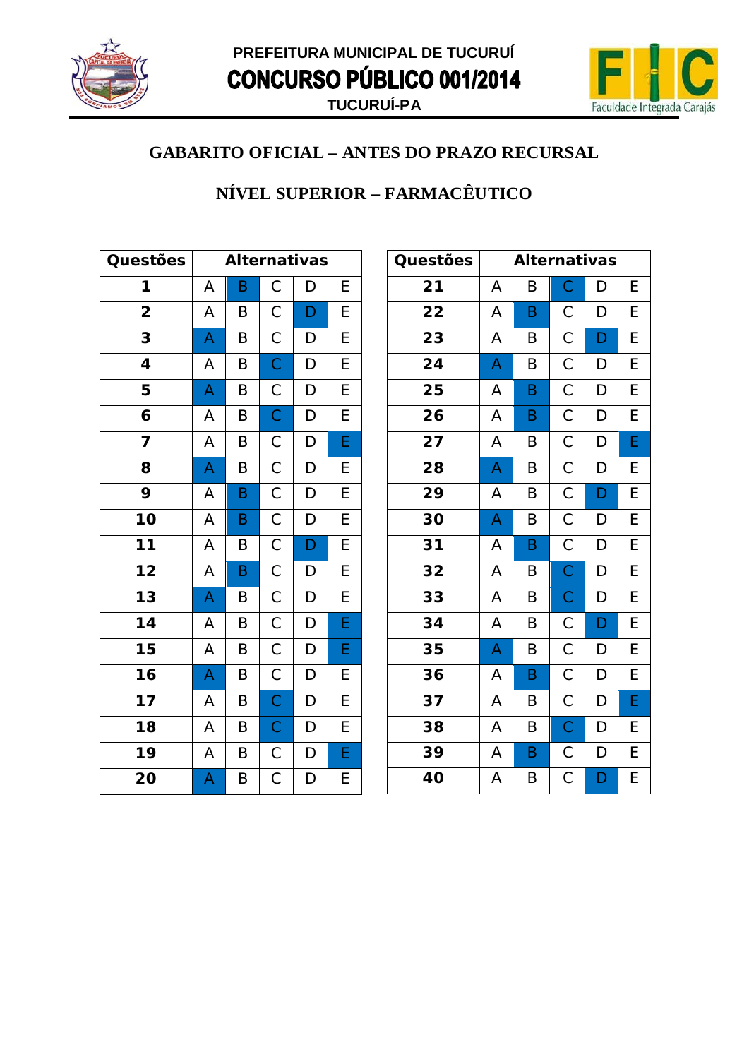PREFEITURA MUNICIPAL DE TUCURUÍ

**CONCURSO PÚBLICO 001/2014**

TUCURUÍ-PA

## GABARITO OFICIAL – ANTES DO PRAZO RECURSAL

## NÍVEL SUPERIOR – FARMACÊUTICO

| Questões | Alternativas |
|---|---|
| 1 | B |
| 2 | D |
| 3 | A |
| 4 | C |
| 5 | A |
| 6 | C |
| 7 | E |
| 8 | A |
| 9 | B |
| 10 | B |
| 11 | D |
| 12 | B |
| 13 | A |
| 14 | E |
| 15 | E |
| 16 | A |
| 17 | C |
| 18 | C |
| 19 | E |
| 20 | A |
| 21 | C |
| 22 | B |
| 23 | D |
| 24 | A |
| 25 | B |
| 26 | B |
| 27 | E |
| 28 | A |
| 29 | D |
| 30 | A |
| 31 | B |
| 32 | C |
| 33 | C |
| 34 | D |
| 35 | A |
| 36 | B |
| 37 | E |
| 38 | C |
| 39 | B |
| 40 | D |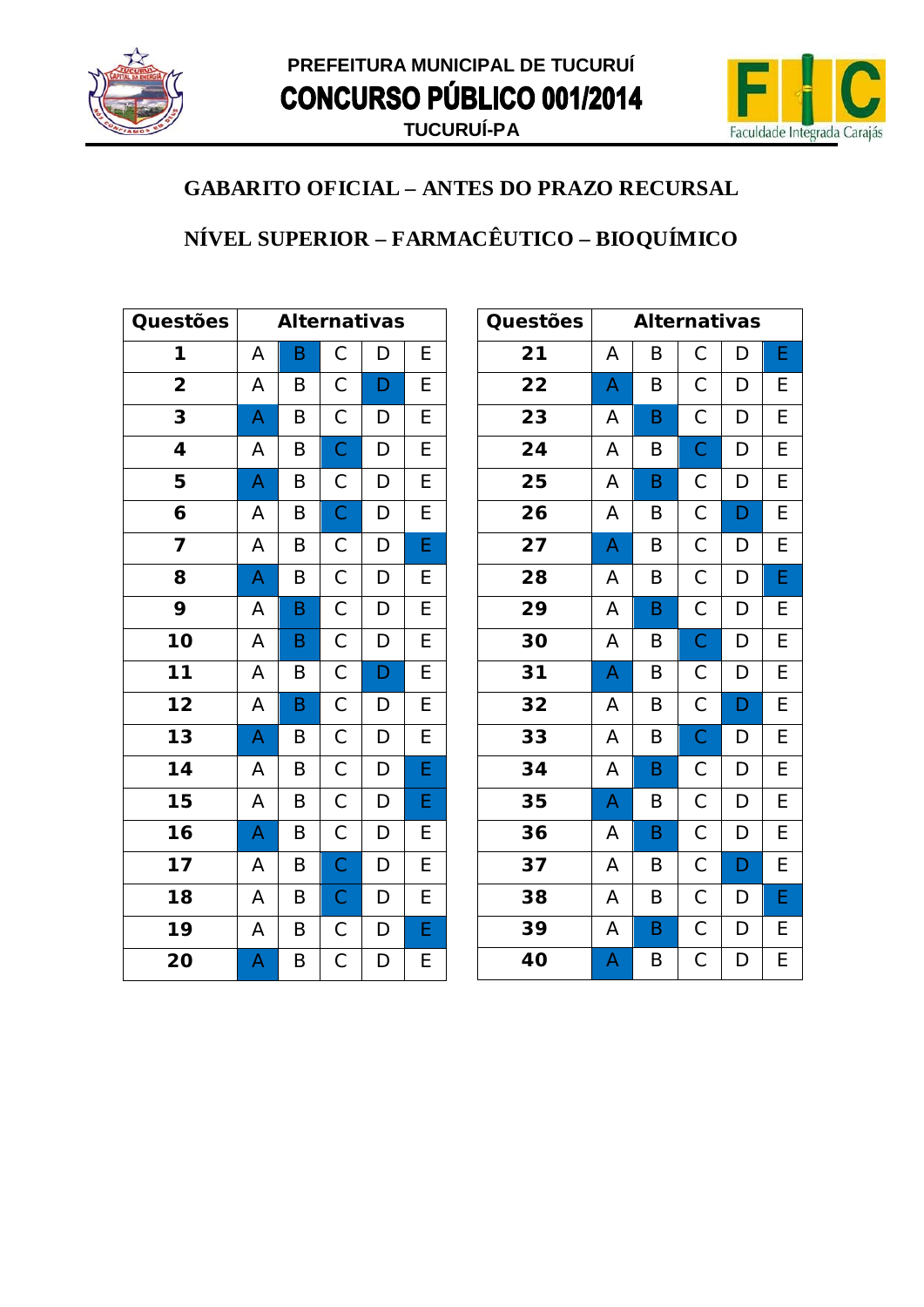PREFEITURA MUNICIPAL DE TUCURUÍ

**CONCURSO PÚBLICO 001/2014**

TUCURUÍ-PA

## GABARITO OFICIAL – ANTES DO PRAZO RECURSAL

## NÍVEL SUPERIOR – FARMACÊUTICO – BIOQUÍMICO

| Questões | Alternativa |
|---|---|
| 1 | B |
| 2 | D |
| 3 | A |
| 4 | C |
| 5 | A |
| 6 | C |
| 7 | E |
| 8 | A |
| 9 | B |
| 10 | B |
| 11 | D |
| 12 | B |
| 13 | A |
| 14 | E |
| 15 | E |
| 16 | A |
| 17 | C |
| 18 | C |
| 19 | E |
| 20 | A |
| 21 | E |
| 22 | A |
| 23 | B |
| 24 | C |
| 25 | B |
| 26 | D |
| 27 | A |
| 28 | E |
| 29 | B |
| 30 | C |
| 31 | A |
| 32 | D |
| 33 | C |
| 34 | B |
| 35 | A |
| 36 | B |
| 37 | D |
| 38 | E |
| 39 | B |
| 40 | A |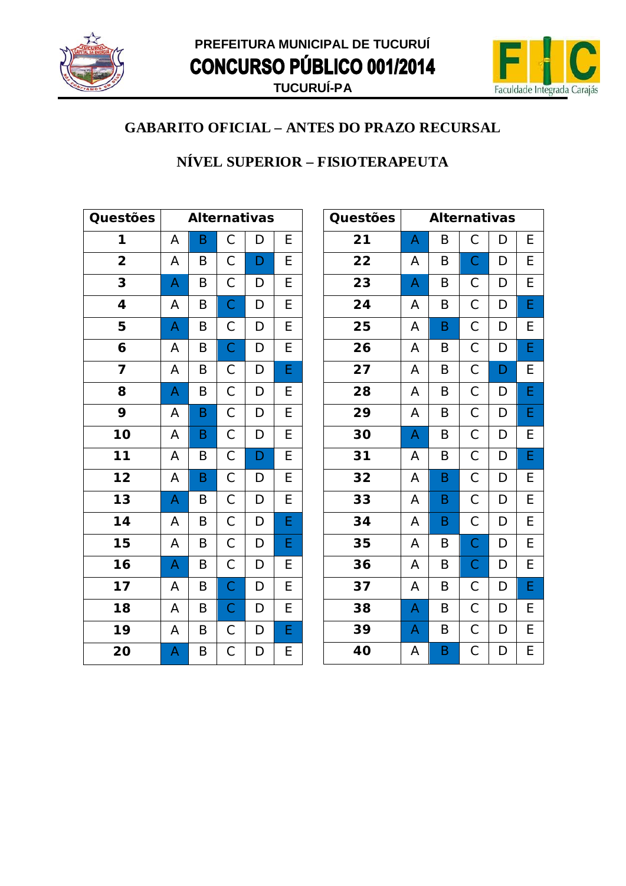PREFEITURA MUNICIPAL DE TUCURUÍ

**CONCURSO PÚBLICO 001/2014**

TUCURUÍ-PA

## GABARITO OFICIAL – ANTES DO PRAZO RECURSAL

## NÍVEL SUPERIOR – FISIOTERAPEUTA

| Questões | Alternativas |
|---|---|
| 1 | B |
| 2 | D |
| 3 | A |
| 4 | C |
| 5 | A |
| 6 | C |
| 7 | E |
| 8 | A |
| 9 | B |
| 10 | B |
| 11 | D |
| 12 | B |
| 13 | A |
| 14 | E |
| 15 | E |
| 16 | A |
| 17 | C |
| 18 | C |
| 19 | E |
| 20 | A |

| Questões | Alternativas |
|---|---|
| 21 | A |
| 22 | C |
| 23 | A |
| 24 | E |
| 25 | B |
| 26 | E |
| 27 | D |
| 28 | E |
| 29 | E |
| 30 | A |
| 31 | E |
| 32 | B |
| 33 | B |
| 34 | B |
| 35 | C |
| 36 | C |
| 37 | E |
| 38 | A |
| 39 | A |
| 40 | B |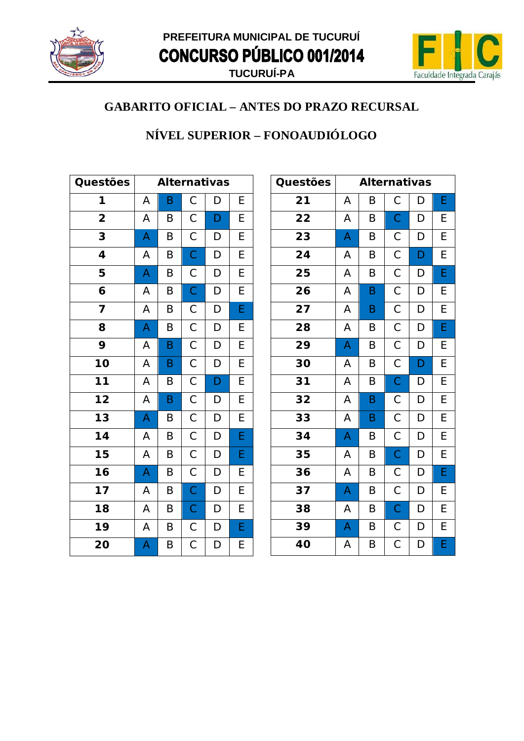## GABARITO OFICIAL – ANTES DO PRAZO RECURSAL

## NÍVEL SUPERIOR – FONOAUDIÓLOGO

(A alternativa correta está destacada em negrito.)

| Questões | Alternativas | | | | |
|---|---|---|---|---|---|
| 1 | A | **B** | C | D | E |
| 2 | A | B | C | **D** | E |
| 3 | **A** | B | C | D | E |
| 4 | A | B | **C** | D | E |
| 5 | **A** | B | C | D | E |
| 6 | A | B | **C** | D | E |
| 7 | A | B | C | D | **E** |
| 8 | **A** | B | C | D | E |
| 9 | A | **B** | C | D | E |
| 10 | A | **B** | C | D | E |
| 11 | A | B | C | **D** | E |
| 12 | A | **B** | C | D | E |
| 13 | **A** | B | C | D | E |
| 14 | A | B | C | D | **E** |
| 15 | A | B | C | D | **E** |
| 16 | **A** | B | C | D | E |
| 17 | A | B | **C** | D | E |
| 18 | A | B | **C** | D | E |
| 19 | A | B | C | D | **E** |
| 20 | **A** | B | C | D | E |
| 21 | A | B | C | D | **E** |
| 22 | A | B | **C** | D | E |
| 23 | **A** | B | C | D | E |
| 24 | A | B | C | **D** | E |
| 25 | A | B | C | D | **E** |
| 26 | A | **B** | C | D | E |
| 27 | A | **B** | C | D | E |
| 28 | A | B | C | D | **E** |
| 29 | **A** | B | C | D | E |
| 30 | A | B | C | **D** | E |
| 31 | A | B | **C** | D | E |
| 32 | A | **B** | C | D | E |
| 33 | A | **B** | C | D | E |
| 34 | **A** | B | C | D | E |
| 35 | A | B | **C** | D | E |
| 36 | A | B | C | D | **E** |
| 37 | **A** | B | C | D | E |
| 38 | A | B | **C** | D | E |
| 39 | **A** | B | C | D | E |
| 40 | A | B | C | D | **E** |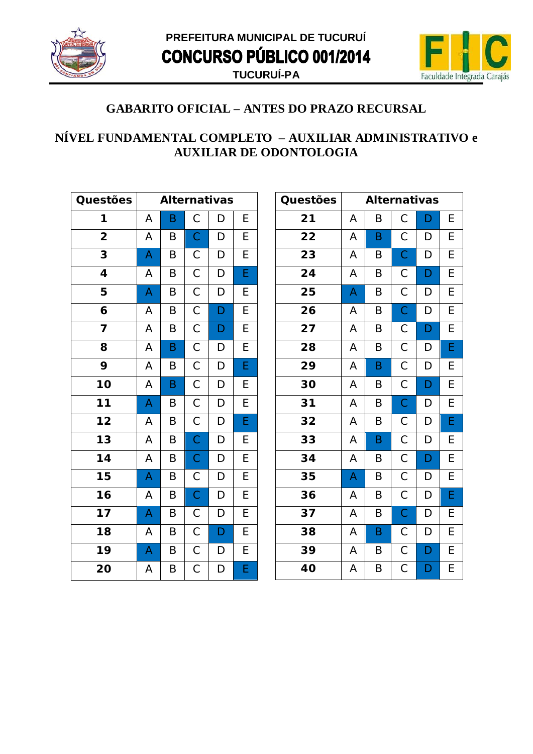PREFEITURA MUNICIPAL DE TUCURUÍ

**CONCURSO PÚBLICO 001/2014**

TUCURUÍ-PA

## GABARITO OFICIAL – ANTES DO PRAZO RECURSAL

## NÍVEL FUNDAMENTAL COMPLETO – AUXILIAR ADMINISTRATIVO e AUXILIAR DE ODONTOLOGIA

| Questões | Alternativa correta |
|---|---|
| 1 | B |
| 2 | C |
| 3 | A |
| 4 | E |
| 5 | A |
| 6 | D |
| 7 | D |
| 8 | B |
| 9 | E |
| 10 | B |
| 11 | A |
| 12 | E |
| 13 | C |
| 14 | C |
| 15 | A |
| 16 | C |
| 17 | A |
| 18 | D |
| 19 | A |
| 20 | E |

| Questões | Alternativa correta |
|---|---|
| 21 | D |
| 22 | B |
| 23 | C |
| 24 | D |
| 25 | A |
| 26 | C |
| 27 | D |
| 28 | E |
| 29 | B |
| 30 | D |
| 31 | C |
| 32 | E |
| 33 | B |
| 34 | D |
| 35 | A |
| 36 | E |
| 37 | C |
| 38 | B |
| 39 | D |
| 40 | D |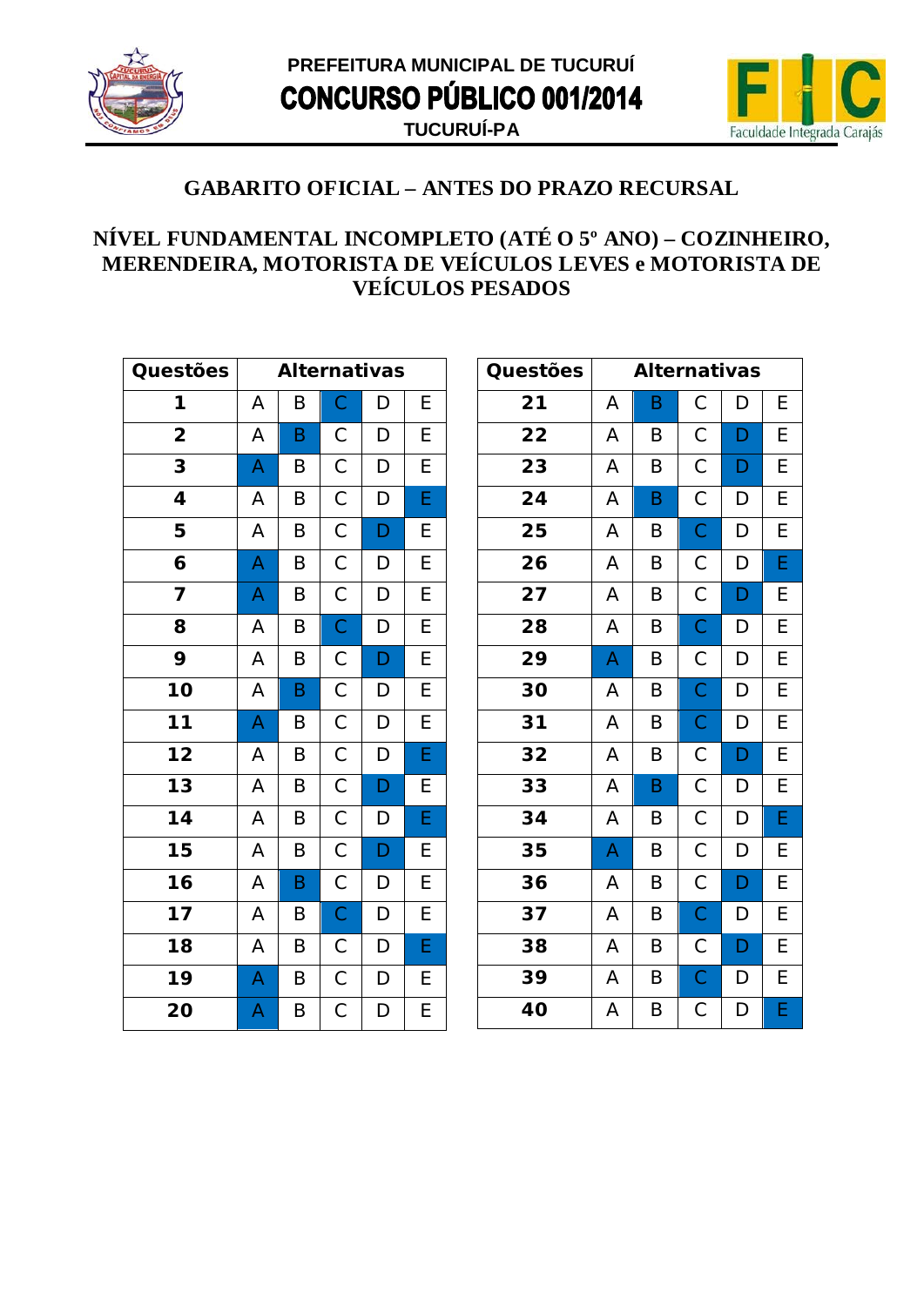PREFEITURA MUNICIPAL DE TUCURUÍ

# CONCURSO PÚBLICO 001/2014

TUCURUÍ-PA

## GABARITO OFICIAL – ANTES DO PRAZO RECURSAL

## NÍVEL FUNDAMENTAL INCOMPLETO (ATÉ O 5º ANO) – COZINHEIRO, MERENDEIRA, MOTORISTA DE VEÍCULOS LEVES e MOTORISTA DE VEÍCULOS PESADOS

| Questões | Alternativas |
|---|---|
| 1 | C |
| 2 | B |
| 3 | A |
| 4 | E |
| 5 | D |
| 6 | A |
| 7 | A |
| 8 | C |
| 9 | D |
| 10 | B |
| 11 | A |
| 12 | E |
| 13 | D |
| 14 | E |
| 15 | D |
| 16 | B |
| 17 | C |
| 18 | E |
| 19 | A |
| 20 | A |

| Questões | Alternativas |
|---|---|
| 21 | B |
| 22 | D |
| 23 | D |
| 24 | B |
| 25 | C |
| 26 | E |
| 27 | D |
| 28 | C |
| 29 | A |
| 30 | C |
| 31 | C |
| 32 | D |
| 33 | B |
| 34 | E |
| 35 | A |
| 36 | D |
| 37 | C |
| 38 | D |
| 39 | C |
| 40 | E |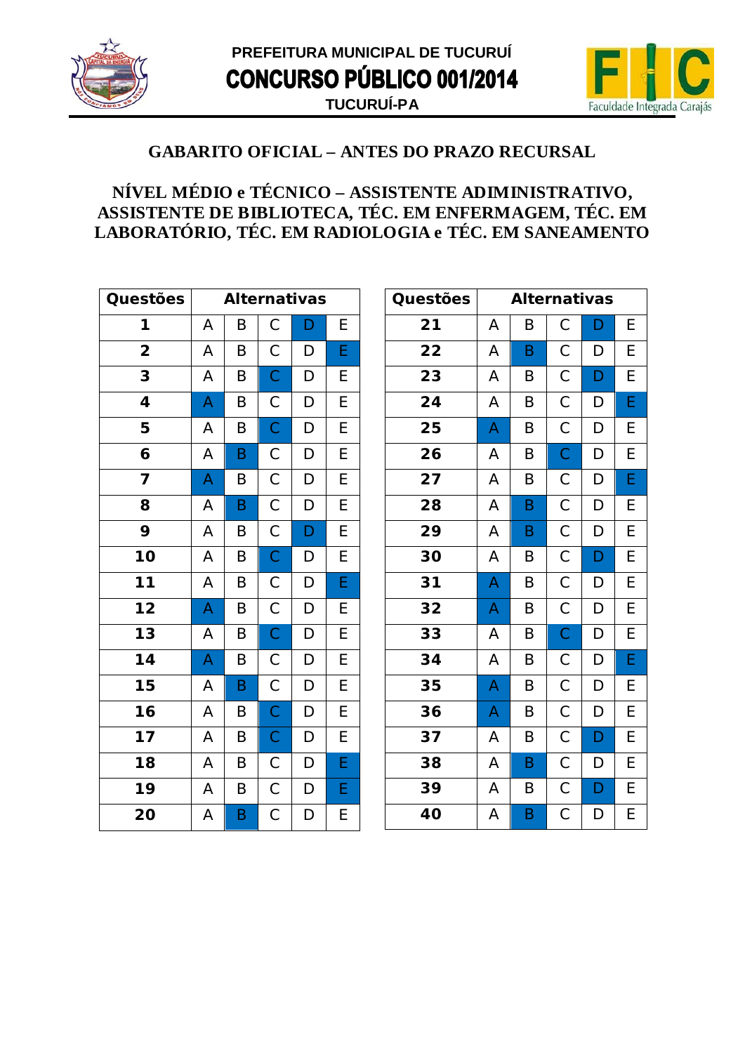PREFEITURA MUNICIPAL DE TUCURUÍ

**CONCURSO PÚBLICO 001/2014**

TUCURUÍ-PA

## GABARITO OFICIAL – ANTES DO PRAZO RECURSAL

## NÍVEL MÉDIO e TÉCNICO – ASSISTENTE ADMINISTRATIVO, ASSISTENTE DE BIBLIOTECA, TÉC. EM ENFERMAGEM, TÉC. EM LABORATÓRIO, TÉC. EM RADIOLOGIA e TÉC. EM SANEAMENTO

| Questões | Alternativas |
|---|---|
| 1 | D |
| 2 | E |
| 3 | C |
| 4 | A |
| 5 | C |
| 6 | B |
| 7 | A |
| 8 | B |
| 9 | D |
| 10 | C |
| 11 | E |
| 12 | A |
| 13 | C |
| 14 | A |
| 15 | B |
| 16 | C |
| 17 | C |
| 18 | E |
| 19 | E |
| 20 | B |
| 21 | D |
| 22 | B |
| 23 | D |
| 24 | E |
| 25 | A |
| 26 | C |
| 27 | E |
| 28 | B |
| 29 | B |
| 30 | D |
| 31 | A |
| 32 | A |
| 33 | C |
| 34 | E |
| 35 | A |
| 36 | A |
| 37 | D |
| 38 | B |
| 39 | D |
| 40 | B |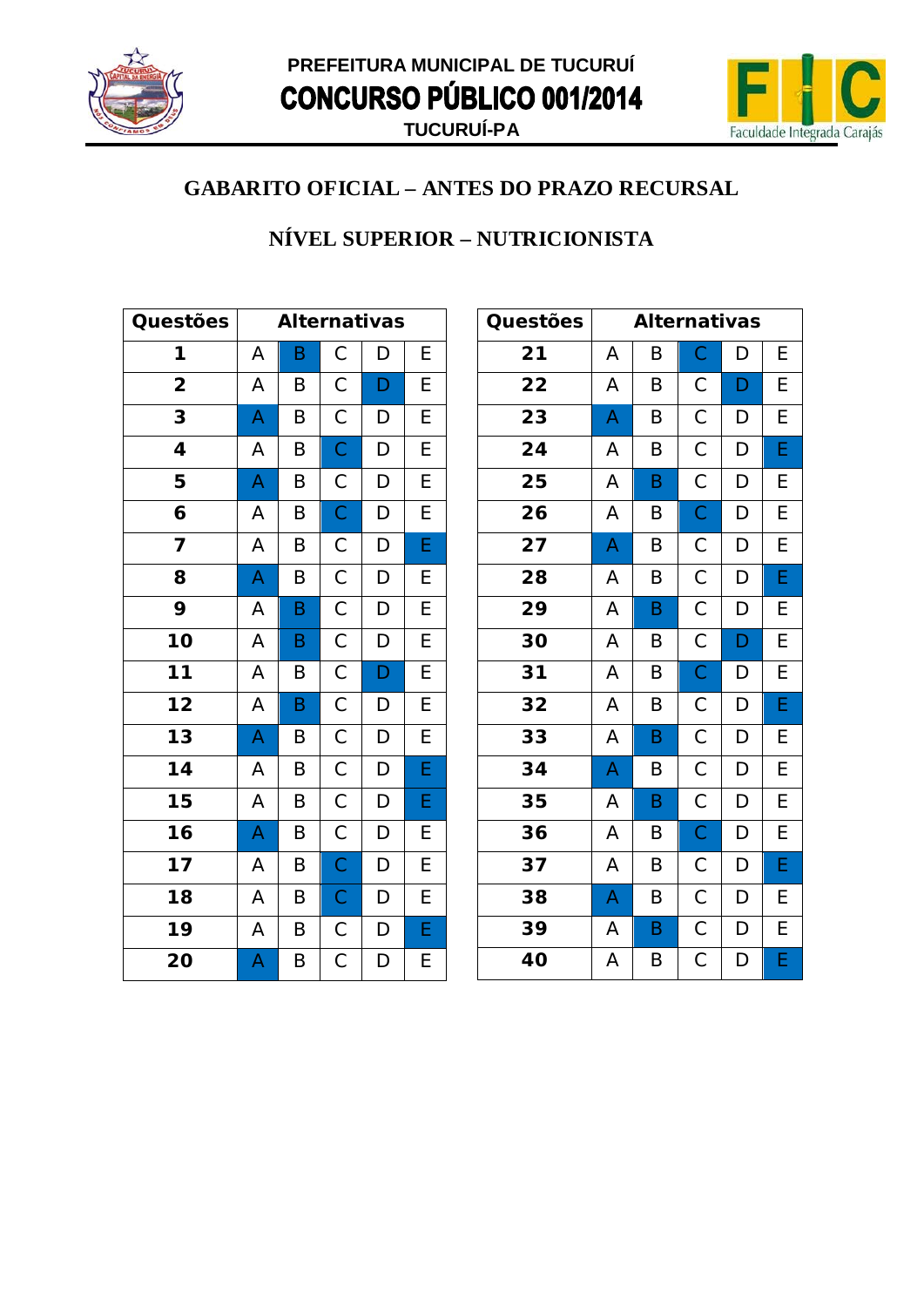PREFEITURA MUNICIPAL DE TUCURUÍ

# CONCURSO PÚBLICO 001/2014

TUCURUÍ-PA

## GABARITO OFICIAL – ANTES DO PRAZO RECURSAL

## NÍVEL SUPERIOR – NUTRICIONISTA

| Questões | Alternativa |
|---|---|
| 1 | B |
| 2 | D |
| 3 | A |
| 4 | C |
| 5 | A |
| 6 | C |
| 7 | E |
| 8 | A |
| 9 | B |
| 10 | B |
| 11 | D |
| 12 | B |
| 13 | A |
| 14 | E |
| 15 | E |
| 16 | A |
| 17 | C |
| 18 | C |
| 19 | E |
| 20 | A |

| Questões | Alternativa |
|---|---|
| 21 | C |
| 22 | D |
| 23 | A |
| 24 | E |
| 25 | B |
| 26 | C |
| 27 | A |
| 28 | E |
| 29 | B |
| 30 | D |
| 31 | C |
| 32 | E |
| 33 | B |
| 34 | A |
| 35 | B |
| 36 | C |
| 37 | E |
| 38 | A |
| 39 | B |
| 40 | E |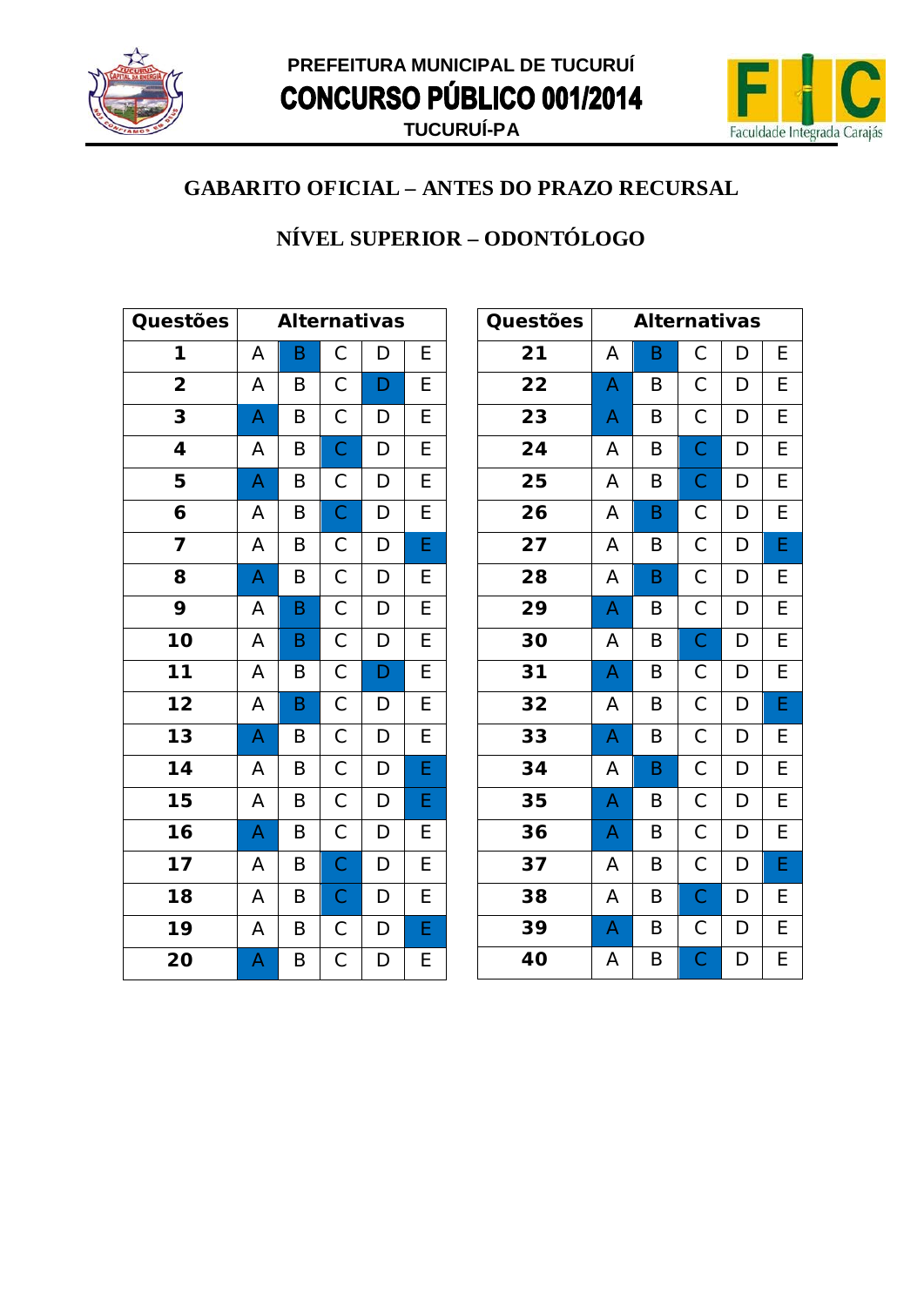## GABARITO OFICIAL – ANTES DO PRAZO RECURSAL

## NÍVEL SUPERIOR – ODONTÓLOGO

(Alternativa correta destacada em negrito.)

| Questões | Alternativas | | | | |
|---|---|---|---|---|---|
| **1** | A | **B** | C | D | E |
| **2** | A | B | C | **D** | E |
| **3** | **A** | B | C | D | E |
| **4** | A | B | **C** | D | E |
| **5** | **A** | B | C | D | E |
| **6** | A | B | **C** | D | E |
| **7** | A | B | C | D | **E** |
| **8** | **A** | B | C | D | E |
| **9** | A | **B** | C | D | E |
| **10** | A | **B** | C | D | E |
| **11** | A | B | C | **D** | E |
| **12** | A | **B** | C | D | E |
| **13** | **A** | B | C | D | E |
| **14** | A | B | C | D | **E** |
| **15** | A | B | C | D | **E** |
| **16** | **A** | B | C | D | E |
| **17** | A | B | **C** | D | E |
| **18** | A | B | **C** | D | E |
| **19** | A | B | C | D | **E** |
| **20** | **A** | B | C | D | E |

| Questões | Alternativas | | | | |
|---|---|---|---|---|---|
| **21** | A | **B** | C | D | E |
| **22** | **A** | B | C | D | E |
| **23** | **A** | B | C | D | E |
| **24** | A | B | **C** | D | E |
| **25** | A | B | **C** | D | E |
| **26** | A | **B** | C | D | E |
| **27** | A | B | C | D | **E** |
| **28** | A | **B** | C | D | E |
| **29** | **A** | B | C | D | E |
| **30** | A | B | **C** | D | E |
| **31** | **A** | B | C | D | E |
| **32** | A | B | C | D | **E** |
| **33** | **A** | B | C | D | E |
| **34** | A | **B** | C | D | E |
| **35** | **A** | B | C | D | E |
| **36** | **A** | B | C | D | E |
| **37** | A | B | C | D | **E** |
| **38** | A | B | **C** | D | E |
| **39** | **A** | B | C | D | E |
| **40** | A | B | **C** | D | E |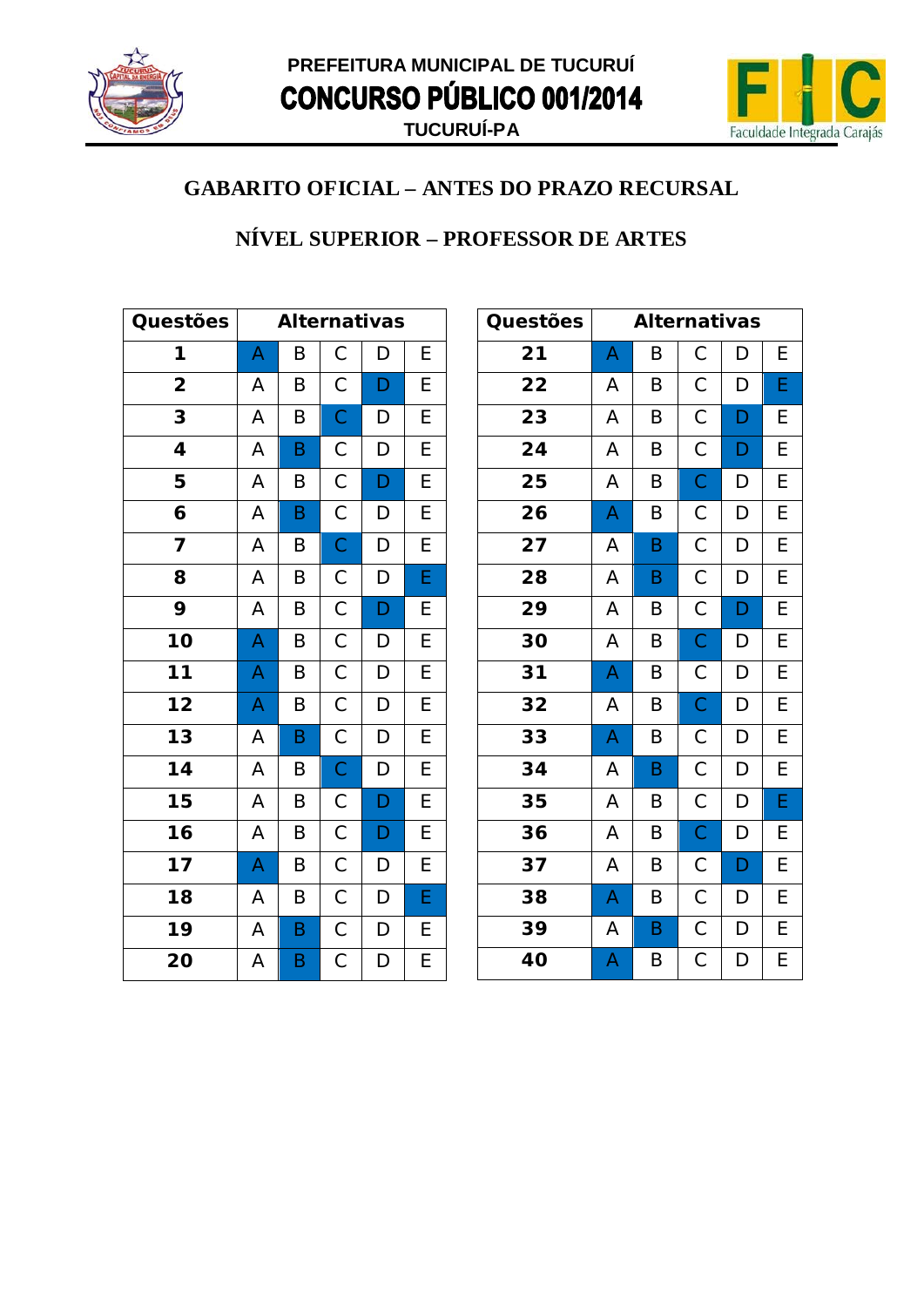PREFEITURA MUNICIPAL DE TUCURUÍ

**CONCURSO PÚBLICO 001/2014**

TUCURUÍ-PA

## GABARITO OFICIAL – ANTES DO PRAZO RECURSAL

## NÍVEL SUPERIOR – PROFESSOR DE ARTES

| Questões | Alternativas |
|---|---|
| 1 | A |
| 2 | D |
| 3 | C |
| 4 | B |
| 5 | D |
| 6 | B |
| 7 | C |
| 8 | E |
| 9 | D |
| 10 | A |
| 11 | A |
| 12 | A |
| 13 | B |
| 14 | C |
| 15 | D |
| 16 | D |
| 17 | A |
| 18 | E |
| 19 | B |
| 20 | B |

| Questões | Alternativas |
|---|---|
| 21 | A |
| 22 | E |
| 23 | D |
| 24 | D |
| 25 | C |
| 26 | A |
| 27 | B |
| 28 | B |
| 29 | D |
| 30 | C |
| 31 | A |
| 32 | C |
| 33 | A |
| 34 | B |
| 35 | E |
| 36 | C |
| 37 | D |
| 38 | A |
| 39 | B |
| 40 | A |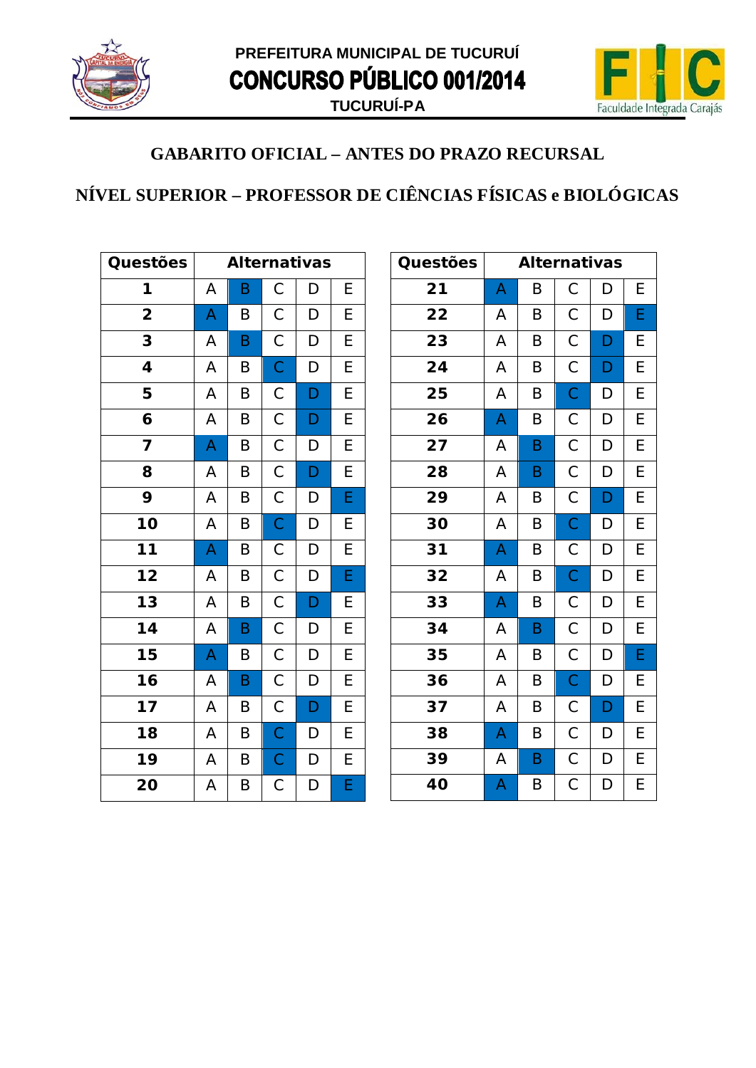PREFEITURA MUNICIPAL DE TUCURUÍ

**CONCURSO PÚBLICO 001/2014**

TUCURUÍ-PA

## GABARITO OFICIAL – ANTES DO PRAZO RECURSAL

## NÍVEL SUPERIOR – PROFESSOR DE CIÊNCIAS FÍSICAS e BIOLÓGICAS

| Questões | Alternativa marcada |
|---|---|
| 1 | B |
| 2 | A |
| 3 | B |
| 4 | C |
| 5 | D |
| 6 | D |
| 7 | A |
| 8 | D |
| 9 | E |
| 10 | C |
| 11 | A |
| 12 | E |
| 13 | D |
| 14 | B |
| 15 | A |
| 16 | B |
| 17 | D |
| 18 | C |
| 19 | C |
| 20 | E |

| Questões | Alternativa marcada |
|---|---|
| 21 | A |
| 22 | E |
| 23 | D |
| 24 | D |
| 25 | C |
| 26 | A |
| 27 | B |
| 28 | B |
| 29 | D |
| 30 | C |
| 31 | A |
| 32 | C |
| 33 | A |
| 34 | B |
| 35 | E |
| 36 | C |
| 37 | D |
| 38 | A |
| 39 | B |
| 40 | A |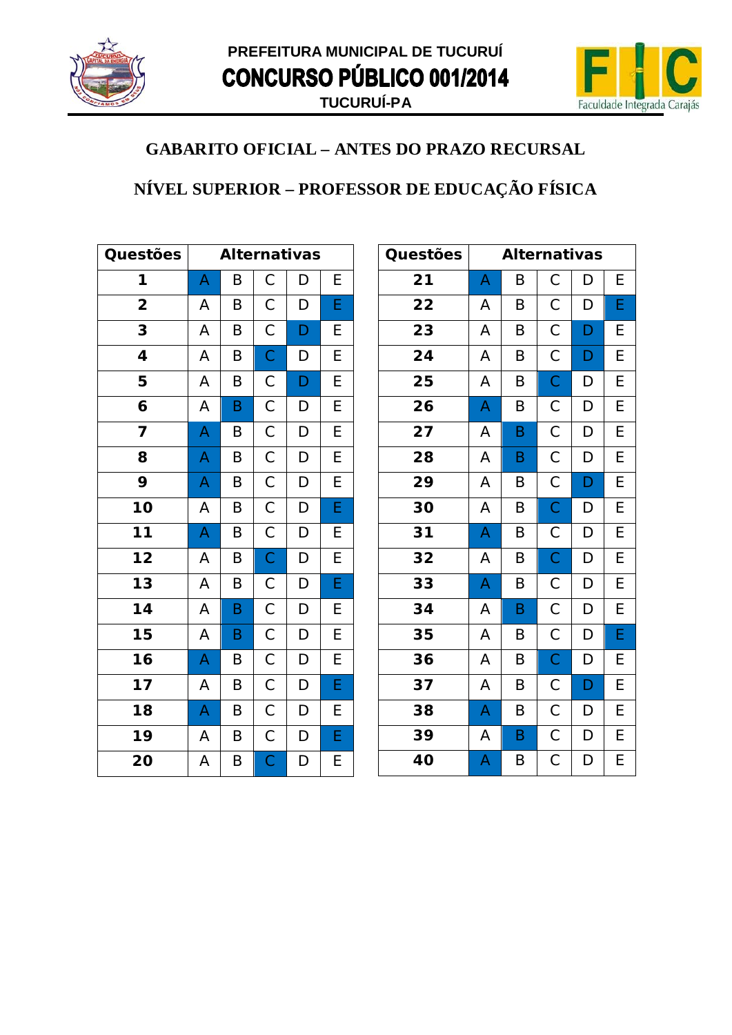PREFEITURA MUNICIPAL DE TUCURUÍ

**CONCURSO PÚBLICO 001/2014**

TUCURUÍ-PA

## GABARITO OFICIAL – ANTES DO PRAZO RECURSAL

## NÍVEL SUPERIOR – PROFESSOR DE EDUCAÇÃO FÍSICA

| Questões | Alternativa correta |
|---|---|
| 1 | A |
| 2 | E |
| 3 | D |
| 4 | C |
| 5 | D |
| 6 | B |
| 7 | A |
| 8 | A |
| 9 | A |
| 10 | E |
| 11 | A |
| 12 | C |
| 13 | E |
| 14 | B |
| 15 | B |
| 16 | A |
| 17 | E |
| 18 | A |
| 19 | E |
| 20 | C |

| Questões | Alternativa correta |
|---|---|
| 21 | A |
| 22 | E |
| 23 | D |
| 24 | D |
| 25 | C |
| 26 | A |
| 27 | B |
| 28 | B |
| 29 | D |
| 30 | C |
| 31 | A |
| 32 | C |
| 33 | A |
| 34 | B |
| 35 | E |
| 36 | C |
| 37 | D |
| 38 | A |
| 39 | B |
| 40 | A |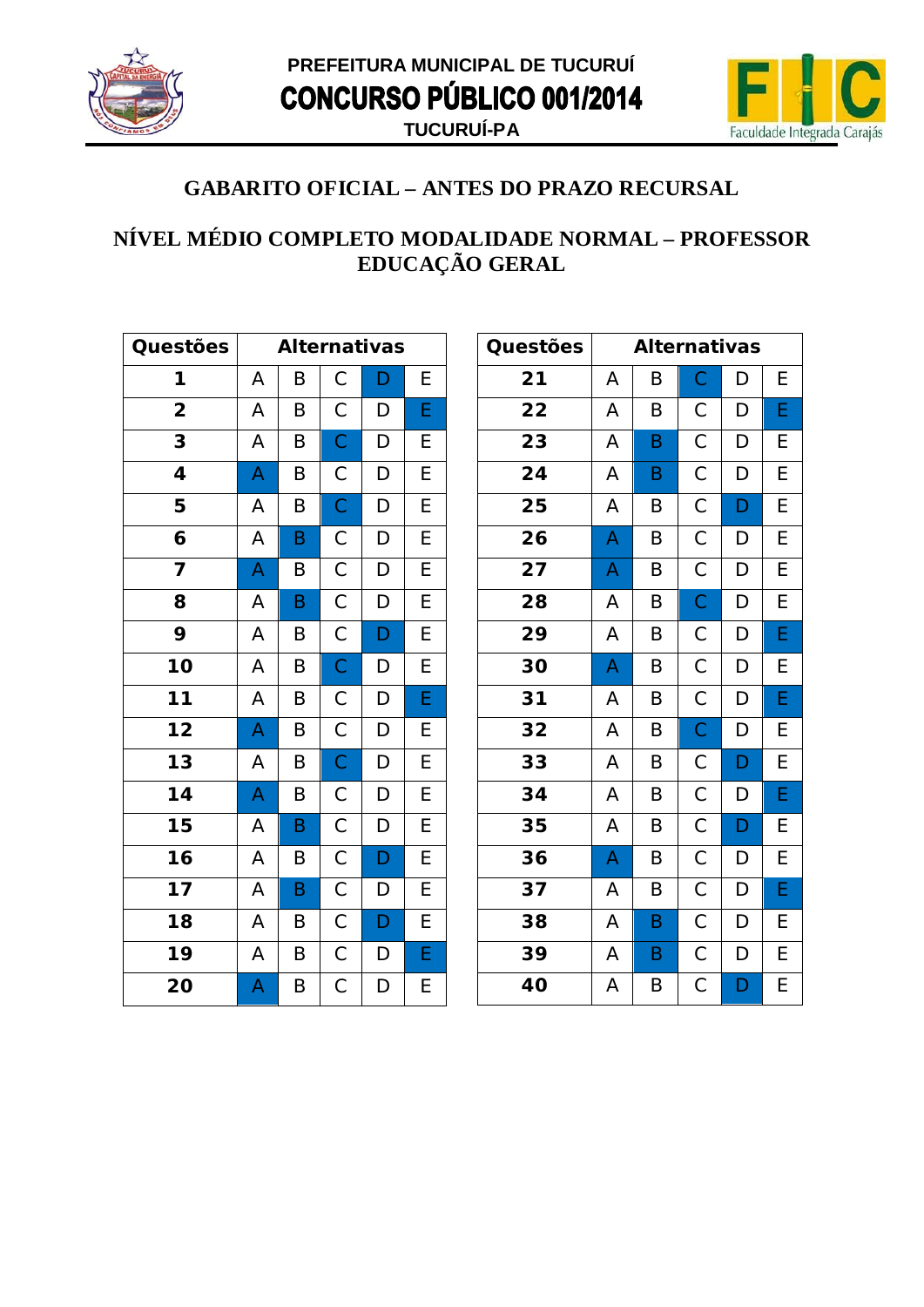PREFEITURA MUNICIPAL DE TUCURUÍ

**CONCURSO PÚBLICO 001/2014**

TUCURUÍ-PA

## GABARITO OFICIAL – ANTES DO PRAZO RECURSAL

## NÍVEL MÉDIO COMPLETO MODALIDADE NORMAL – PROFESSOR EDUCAÇÃO GERAL

| Questões | Alternativa |
|---|---|
| 1 | D |
| 2 | E |
| 3 | C |
| 4 | A |
| 5 | C |
| 6 | B |
| 7 | A |
| 8 | B |
| 9 | D |
| 10 | C |
| 11 | E |
| 12 | A |
| 13 | C |
| 14 | A |
| 15 | B |
| 16 | D |
| 17 | B |
| 18 | D |
| 19 | E |
| 20 | A |

| Questões | Alternativa |
|---|---|
| 21 | C |
| 22 | E |
| 23 | B |
| 24 | B |
| 25 | D |
| 26 | A |
| 27 | A |
| 28 | C |
| 29 | E |
| 30 | A |
| 31 | E |
| 32 | C |
| 33 | D |
| 34 | E |
| 35 | D |
| 36 | A |
| 37 | E |
| 38 | B |
| 39 | B |
| 40 | D |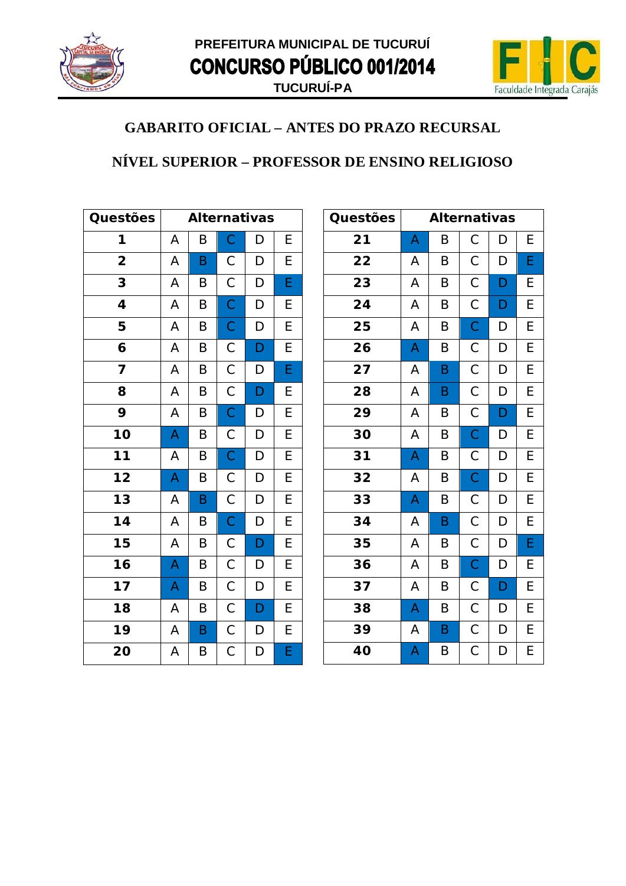## GABARITO OFICIAL – ANTES DO PRAZO RECURSAL

## NÍVEL SUPERIOR – PROFESSOR DE ENSINO RELIGIOSO

Alternativa correta destacada em negrito.

| Questões | Alternativas | | | | |
|---|---|---|---|---|---|
| **1** | A | B | **C** | D | E |
| **2** | A | **B** | C | D | E |
| **3** | A | B | C | D | **E** |
| **4** | A | B | **C** | D | E |
| **5** | A | B | **C** | D | E |
| **6** | A | B | C | **D** | E |
| **7** | A | B | C | D | **E** |
| **8** | A | B | C | **D** | E |
| **9** | A | B | **C** | D | E |
| **10** | **A** | B | C | D | E |
| **11** | A | B | **C** | D | E |
| **12** | **A** | B | C | D | E |
| **13** | A | **B** | C | D | E |
| **14** | A | B | **C** | D | E |
| **15** | A | B | C | **D** | E |
| **16** | **A** | B | C | D | E |
| **17** | **A** | B | C | D | E |
| **18** | A | B | C | **D** | E |
| **19** | A | **B** | C | D | E |
| **20** | A | B | C | D | **E** |

| Questões | Alternativas | | | | |
|---|---|---|---|---|---|
| **21** | **A** | B | C | D | E |
| **22** | A | B | C | D | **E** |
| **23** | A | B | C | **D** | E |
| **24** | A | B | C | **D** | E |
| **25** | A | B | **C** | D | E |
| **26** | **A** | B | C | D | E |
| **27** | A | **B** | C | D | E |
| **28** | A | **B** | C | D | E |
| **29** | A | B | C | **D** | E |
| **30** | A | B | **C** | D | E |
| **31** | **A** | B | C | D | E |
| **32** | A | B | **C** | D | E |
| **33** | **A** | B | C | D | E |
| **34** | A | **B** | C | D | E |
| **35** | A | B | C | D | **E** |
| **36** | A | B | **C** | D | E |
| **37** | A | B | C | **D** | E |
| **38** | **A** | B | C | D | E |
| **39** | A | **B** | C | D | E |
| **40** | **A** | B | C | D | E |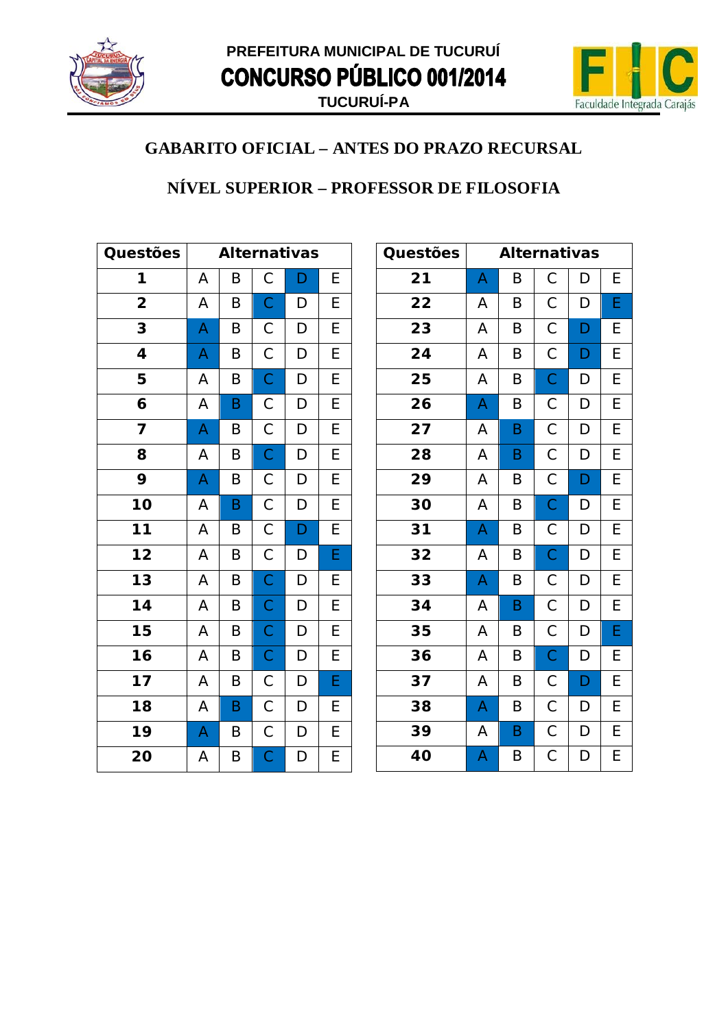PREFEITURA MUNICIPAL DE TUCURUÍ

# CONCURSO PÚBLICO 001/2014

TUCURUÍ-PA

## GABARITO OFICIAL – ANTES DO PRAZO RECURSAL

## NÍVEL SUPERIOR – PROFESSOR DE FILOSOFIA

| Questões | Gabarito |
|---|---|
| 1 | D |
| 2 | C |
| 3 | A |
| 4 | A |
| 5 | C |
| 6 | B |
| 7 | A |
| 8 | C |
| 9 | A |
| 10 | B |
| 11 | D |
| 12 | E |
| 13 | C |
| 14 | C |
| 15 | C |
| 16 | C |
| 17 | E |
| 18 | B |
| 19 | A |
| 20 | C |

| Questões | Gabarito |
|---|---|
| 21 | A |
| 22 | E |
| 23 | D |
| 24 | D |
| 25 | C |
| 26 | A |
| 27 | B |
| 28 | B |
| 29 | D |
| 30 | C |
| 31 | A |
| 32 | C |
| 33 | A |
| 34 | B |
| 35 | E |
| 36 | C |
| 37 | D |
| 38 | A |
| 39 | B |
| 40 | A |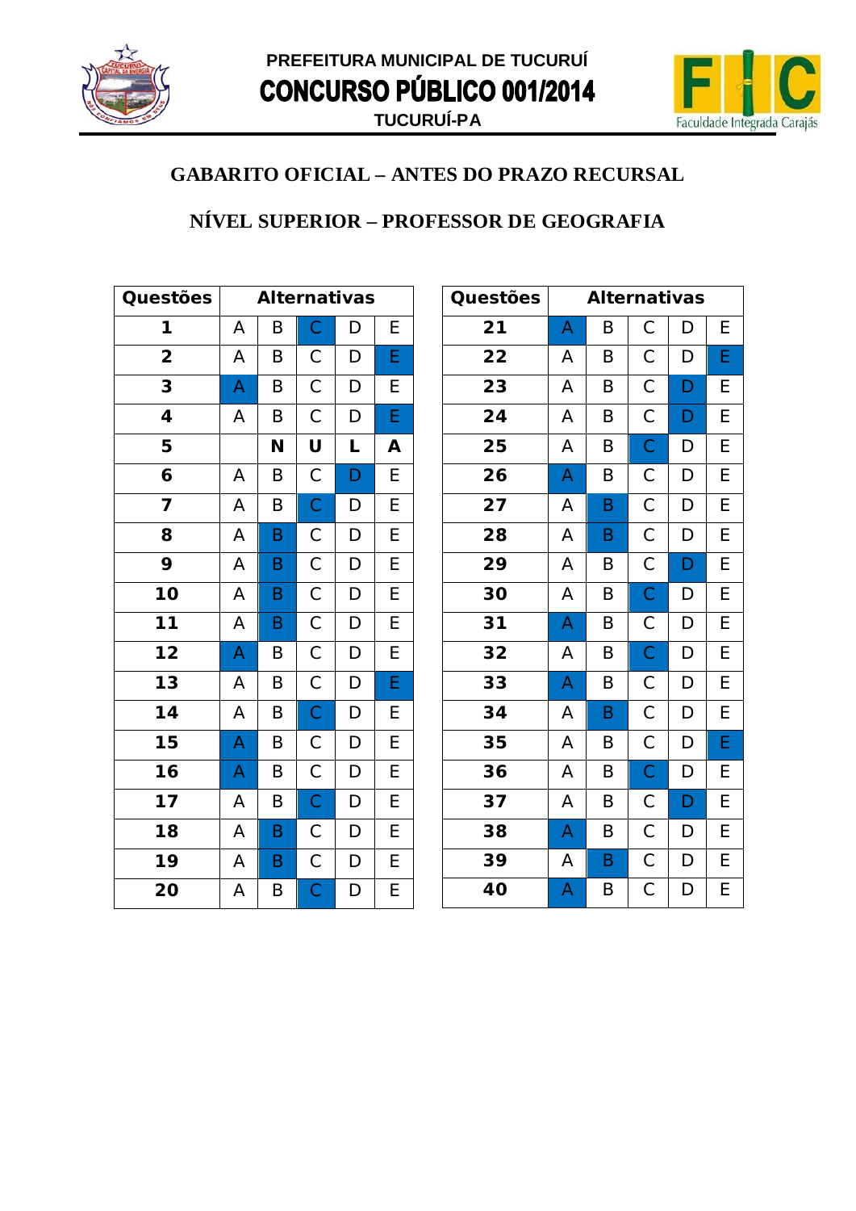PREFEITURA MUNICIPAL DE TUCURUÍ

# CONCURSO PÚBLICO 001/2014

TUCURUÍ-PA

## GABARITO OFICIAL – ANTES DO PRAZO RECURSAL

## NÍVEL SUPERIOR – PROFESSOR DE GEOGRAFIA

| Questões | Alternativas |
|---|---|
| 1 | C |
| 2 | E |
| 3 | A |
| 4 | E |
| 5 | NULA |
| 6 | D |
| 7 | C |
| 8 | B |
| 9 | B |
| 10 | B |
| 11 | B |
| 12 | A |
| 13 | E |
| 14 | C |
| 15 | A |
| 16 | A |
| 17 | C |
| 18 | B |
| 19 | B |
| 20 | C |

| Questões | Alternativas |
|---|---|
| 21 | A |
| 22 | E |
| 23 | D |
| 24 | D |
| 25 | C |
| 26 | A |
| 27 | B |
| 28 | B |
| 29 | D |
| 30 | C |
| 31 | A |
| 32 | C |
| 33 | A |
| 34 | B |
| 35 | E |
| 36 | C |
| 37 | D |
| 38 | A |
| 39 | B |
| 40 | A |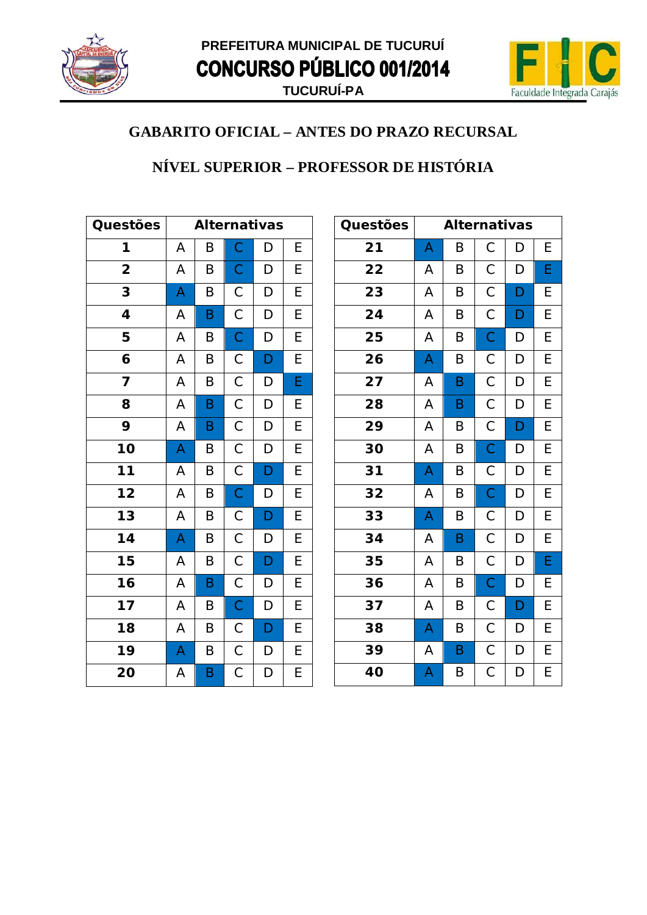PREFEITURA MUNICIPAL DE TUCURUÍ

**CONCURSO PÚBLICO 001/2014**

TUCURUÍ-PA

## GABARITO OFICIAL – ANTES DO PRAZO RECURSAL

## NÍVEL SUPERIOR – PROFESSOR DE HISTÓRIA

| Questões | Resposta |
|---|---|
| 1 | C |
| 2 | C |
| 3 | A |
| 4 | B |
| 5 | C |
| 6 | D |
| 7 | E |
| 8 | B |
| 9 | B |
| 10 | A |
| 11 | D |
| 12 | C |
| 13 | D |
| 14 | A |
| 15 | D |
| 16 | B |
| 17 | C |
| 18 | D |
| 19 | A |
| 20 | B |

| Questões | Resposta |
|---|---|
| 21 | A |
| 22 | E |
| 23 | D |
| 24 | D |
| 25 | C |
| 26 | A |
| 27 | B |
| 28 | B |
| 29 | D |
| 30 | C |
| 31 | A |
| 32 | C |
| 33 | A |
| 34 | B |
| 35 | E |
| 36 | C |
| 37 | D |
| 38 | A |
| 39 | B |
| 40 | A |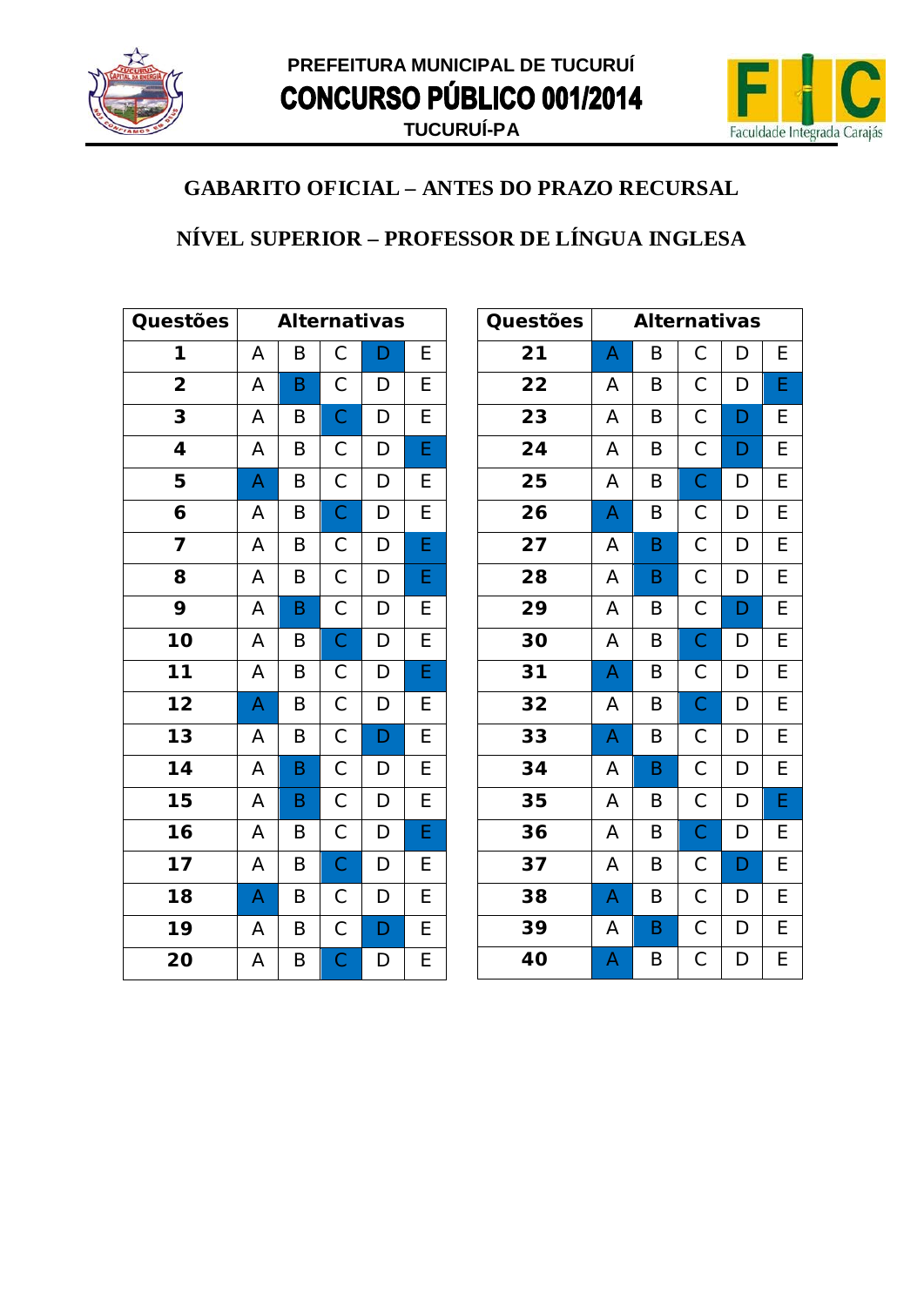PREFEITURA MUNICIPAL DE TUCURUÍ

**CONCURSO PÚBLICO 001/2014**

TUCURUÍ-PA

## GABARITO OFICIAL – ANTES DO PRAZO RECURSAL

## NÍVEL SUPERIOR – PROFESSOR DE LÍNGUA INGLESA

| Questões | Alternativas |
|---|---|
| 1 | D |
| 2 | B |
| 3 | C |
| 4 | E |
| 5 | A |
| 6 | C |
| 7 | E |
| 8 | E |
| 9 | B |
| 10 | C |
| 11 | E |
| 12 | A |
| 13 | D |
| 14 | B |
| 15 | B |
| 16 | E |
| 17 | C |
| 18 | A |
| 19 | D |
| 20 | C |

| Questões | Alternativas |
|---|---|
| 21 | A |
| 22 | E |
| 23 | D |
| 24 | D |
| 25 | C |
| 26 | A |
| 27 | B |
| 28 | B |
| 29 | D |
| 30 | C |
| 31 | A |
| 32 | C |
| 33 | A |
| 34 | B |
| 35 | E |
| 36 | C |
| 37 | D |
| 38 | A |
| 39 | B |
| 40 | A |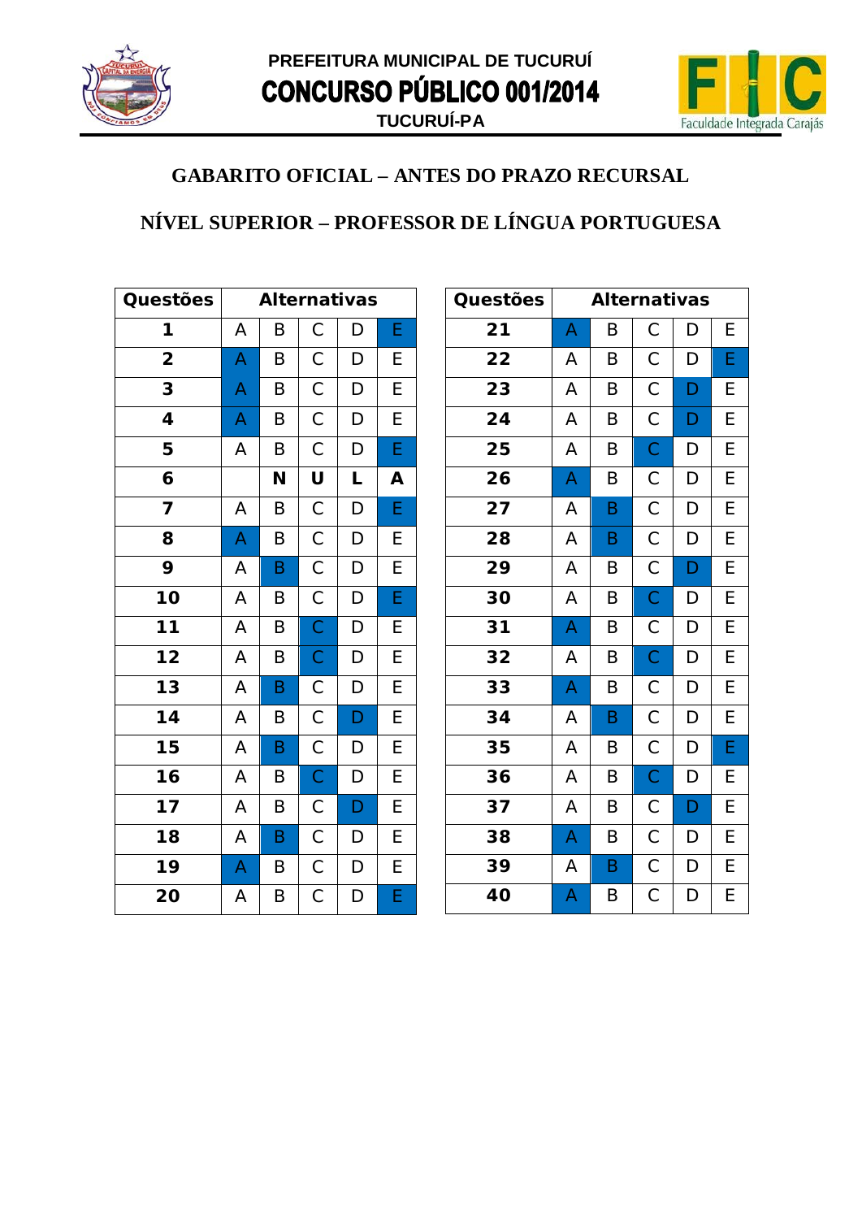PREFEITURA MUNICIPAL DE TUCURUÍ

**CONCURSO PÚBLICO 001/2014**

TUCURUÍ-PA

## GABARITO OFICIAL – ANTES DO PRAZO RECURSAL

## NÍVEL SUPERIOR – PROFESSOR DE LÍNGUA PORTUGUESA

| Questões | Alternativas |
|---|---|
| 1 | E |
| 2 | A |
| 3 | A |
| 4 | A |
| 5 | E |
| 6 | NULA |
| 7 | E |
| 8 | A |
| 9 | B |
| 10 | E |
| 11 | C |
| 12 | C |
| 13 | B |
| 14 | D |
| 15 | B |
| 16 | C |
| 17 | D |
| 18 | B |
| 19 | A |
| 20 | E |
| 21 | A |
| 22 | E |
| 23 | D |
| 24 | D |
| 25 | C |
| 26 | A |
| 27 | B |
| 28 | B |
| 29 | D |
| 30 | C |
| 31 | A |
| 32 | C |
| 33 | A |
| 34 | B |
| 35 | E |
| 36 | C |
| 37 | D |
| 38 | A |
| 39 | B |
| 40 | A |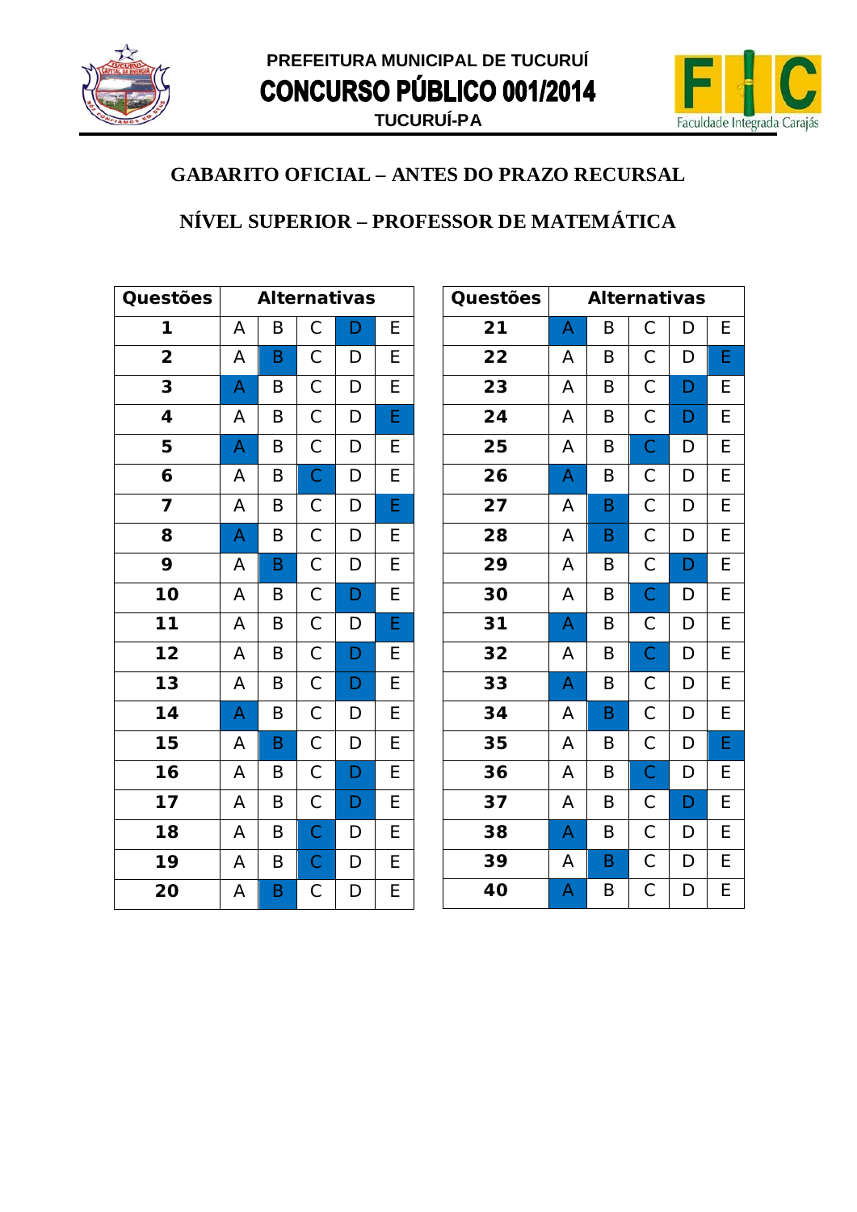## GABARITO OFICIAL – ANTES DO PRAZO RECURSAL

## NÍVEL SUPERIOR – PROFESSOR DE MATEMÁTICA

Alternativa correta (destacada no gabarito) indicada em negrito.

| Questões | Alternativas | | | | | Questões | Alternativas | | | | |
|---|---|---|---|---|---|---|---|---|---|---|---|
| **1** | A | B | C | **D** | E | **21** | **A** | B | C | D | E |
| **2** | A | **B** | C | D | E | **22** | A | B | C | D | **E** |
| **3** | **A** | B | C | D | E | **23** | A | B | C | **D** | E |
| **4** | A | B | C | D | **E** | **24** | A | B | C | **D** | E |
| **5** | **A** | B | C | D | E | **25** | A | B | **C** | D | E |
| **6** | A | B | **C** | D | E | **26** | **A** | B | C | D | E |
| **7** | A | B | C | D | **E** | **27** | A | **B** | C | D | E |
| **8** | **A** | B | C | D | E | **28** | A | **B** | C | D | E |
| **9** | A | **B** | C | D | E | **29** | A | B | C | **D** | E |
| **10** | A | B | C | **D** | E | **30** | A | B | **C** | D | E |
| **11** | A | B | C | D | **E** | **31** | **A** | B | C | D | E |
| **12** | A | B | C | **D** | E | **32** | A | B | **C** | D | E |
| **13** | A | B | C | **D** | E | **33** | **A** | B | C | D | E |
| **14** | **A** | B | C | D | E | **34** | A | **B** | C | D | E |
| **15** | A | **B** | C | D | E | **35** | A | B | C | D | **E** |
| **16** | A | B | C | **D** | E | **36** | A | B | **C** | D | E |
| **17** | A | B | C | **D** | E | **37** | A | B | C | **D** | E |
| **18** | A | B | **C** | D | E | **38** | **A** | B | C | D | E |
| **19** | A | B | **C** | D | E | **39** | A | **B** | C | D | E |
| **20** | A | **B** | C | D | E | **40** | **A** | B | C | D | E |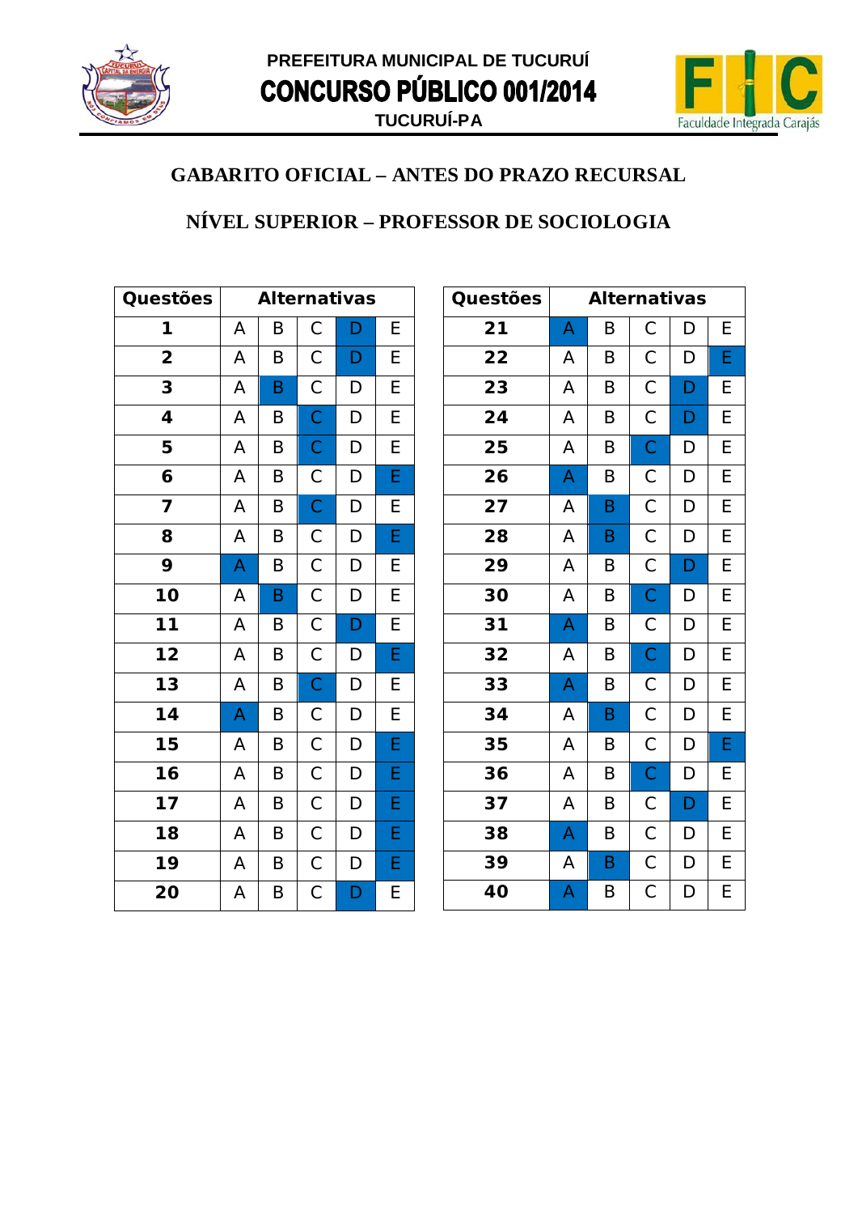PREFEITURA MUNICIPAL DE TUCURUÍ

# CONCURSO PÚBLICO 001/2014

TUCURUÍ-PA

## GABARITO OFICIAL – ANTES DO PRAZO RECURSAL

## NÍVEL SUPERIOR – PROFESSOR DE SOCIOLOGIA

| Questões | Gabarito |
|---|---|
| 1 | D |
| 2 | D |
| 3 | B |
| 4 | C |
| 5 | C |
| 6 | E |
| 7 | C |
| 8 | E |
| 9 | A |
| 10 | B |
| 11 | D |
| 12 | E |
| 13 | C |
| 14 | A |
| 15 | E |
| 16 | E |
| 17 | E |
| 18 | E |
| 19 | E |
| 20 | D |

| Questões | Gabarito |
|---|---|
| 21 | A |
| 22 | E |
| 23 | D |
| 24 | D |
| 25 | C |
| 26 | A |
| 27 | B |
| 28 | B |
| 29 | D |
| 30 | C |
| 31 | A |
| 32 | C |
| 33 | A |
| 34 | B |
| 35 | E |
| 36 | C |
| 37 | D |
| 38 | A |
| 39 | B |
| 40 | A |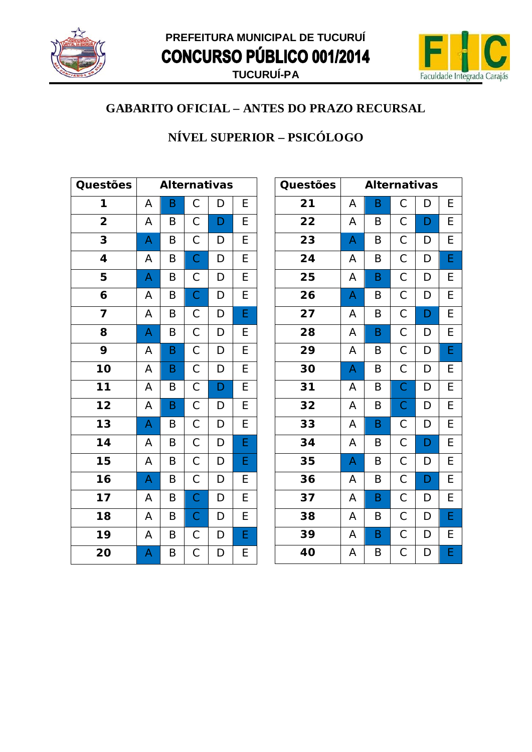PREFEITURA MUNICIPAL DE TUCURUÍ

# CONCURSO PÚBLICO 001/2014

TUCURUÍ-PA

## GABARITO OFICIAL – ANTES DO PRAZO RECURSAL

## NÍVEL SUPERIOR – PSICÓLOGO

| Questões | Alternativa |
|---|---|
| 1 | B |
| 2 | D |
| 3 | A |
| 4 | C |
| 5 | A |
| 6 | C |
| 7 | E |
| 8 | A |
| 9 | B |
| 10 | B |
| 11 | D |
| 12 | B |
| 13 | A |
| 14 | E |
| 15 | E |
| 16 | A |
| 17 | C |
| 18 | C |
| 19 | E |
| 20 | A |

| Questões | Alternativa |
|---|---|
| 21 | B |
| 22 | D |
| 23 | A |
| 24 | E |
| 25 | B |
| 26 | A |
| 27 | D |
| 28 | B |
| 29 | E |
| 30 | A |
| 31 | C |
| 32 | C |
| 33 | B |
| 34 | D |
| 35 | A |
| 36 | D |
| 37 | B |
| 38 | E |
| 39 | B |
| 40 | E |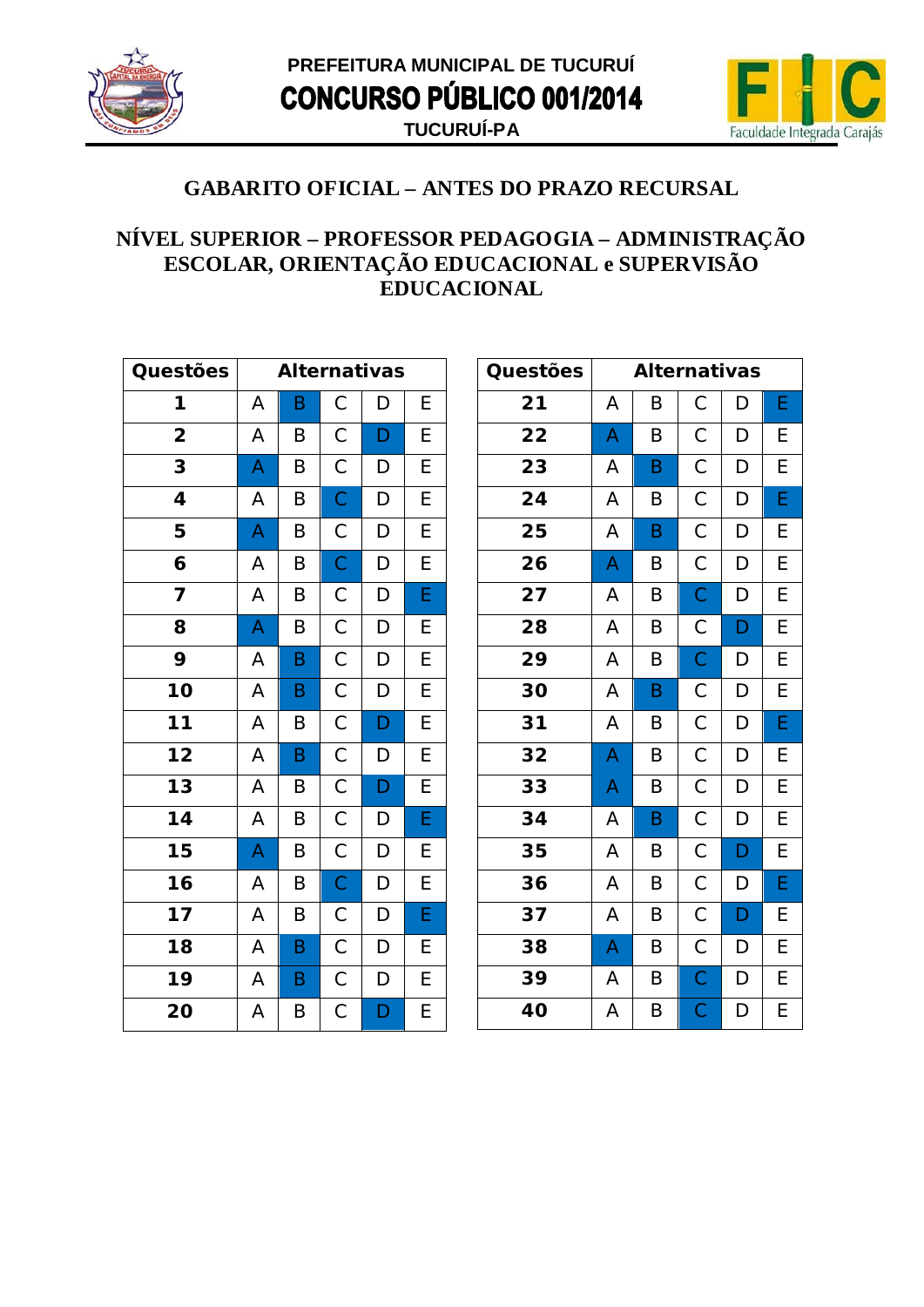PREFEITURA MUNICIPAL DE TUCURUÍ

# CONCURSO PÚBLICO 001/2014

TUCURUÍ-PA

## GABARITO OFICIAL – ANTES DO PRAZO RECURSAL

## NÍVEL SUPERIOR – PROFESSOR PEDAGOGIA – ADMINISTRAÇÃO ESCOLAR, ORIENTAÇÃO EDUCACIONAL e SUPERVISÃO EDUCACIONAL

| Questões | Alternativas |
|---|---|
| 1 | B |
| 2 | D |
| 3 | A |
| 4 | C |
| 5 | A |
| 6 | C |
| 7 | E |
| 8 | A |
| 9 | B |
| 10 | B |
| 11 | D |
| 12 | B |
| 13 | D |
| 14 | E |
| 15 | A |
| 16 | C |
| 17 | E |
| 18 | B |
| 19 | B |
| 20 | D |

| Questões | Alternativas |
|---|---|
| 21 | E |
| 22 | A |
| 23 | B |
| 24 | E |
| 25 | B |
| 26 | A |
| 27 | C |
| 28 | D |
| 29 | C |
| 30 | B |
| 31 | E |
| 32 | A |
| 33 | A |
| 34 | B |
| 35 | D |
| 36 | E |
| 37 | D |
| 38 | A |
| 39 | C |
| 40 | C |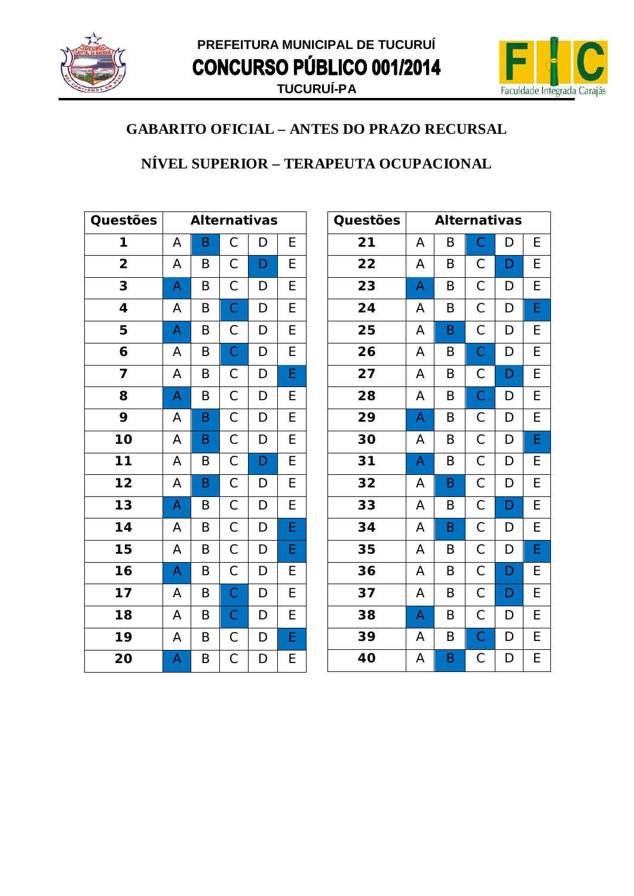PREFEITURA MUNICIPAL DE TUCURUÍ

**CONCURSO PÚBLICO 001/2014**

TUCURUÍ-PA

## GABARITO OFICIAL – ANTES DO PRAZO RECURSAL

## NÍVEL SUPERIOR – TERAPEUTA OCUPACIONAL

| Questões | Alternativas |
|---|---|
| 1 | B |
| 2 | D |
| 3 | A |
| 4 | C |
| 5 | A |
| 6 | C |
| 7 | E |
| 8 | A |
| 9 | B |
| 10 | B |
| 11 | D |
| 12 | B |
| 13 | A |
| 14 | E |
| 15 | E |
| 16 | A |
| 17 | C |
| 18 | C |
| 19 | E |
| 20 | A |
| 21 | C |
| 22 | D |
| 23 | A |
| 24 | E |
| 25 | B |
| 26 | C |
| 27 | D |
| 28 | C |
| 29 | A |
| 30 | E |
| 31 | A |
| 32 | B |
| 33 | D |
| 34 | B |
| 35 | E |
| 36 | D |
| 37 | D |
| 38 | A |
| 39 | C |
| 40 | B |